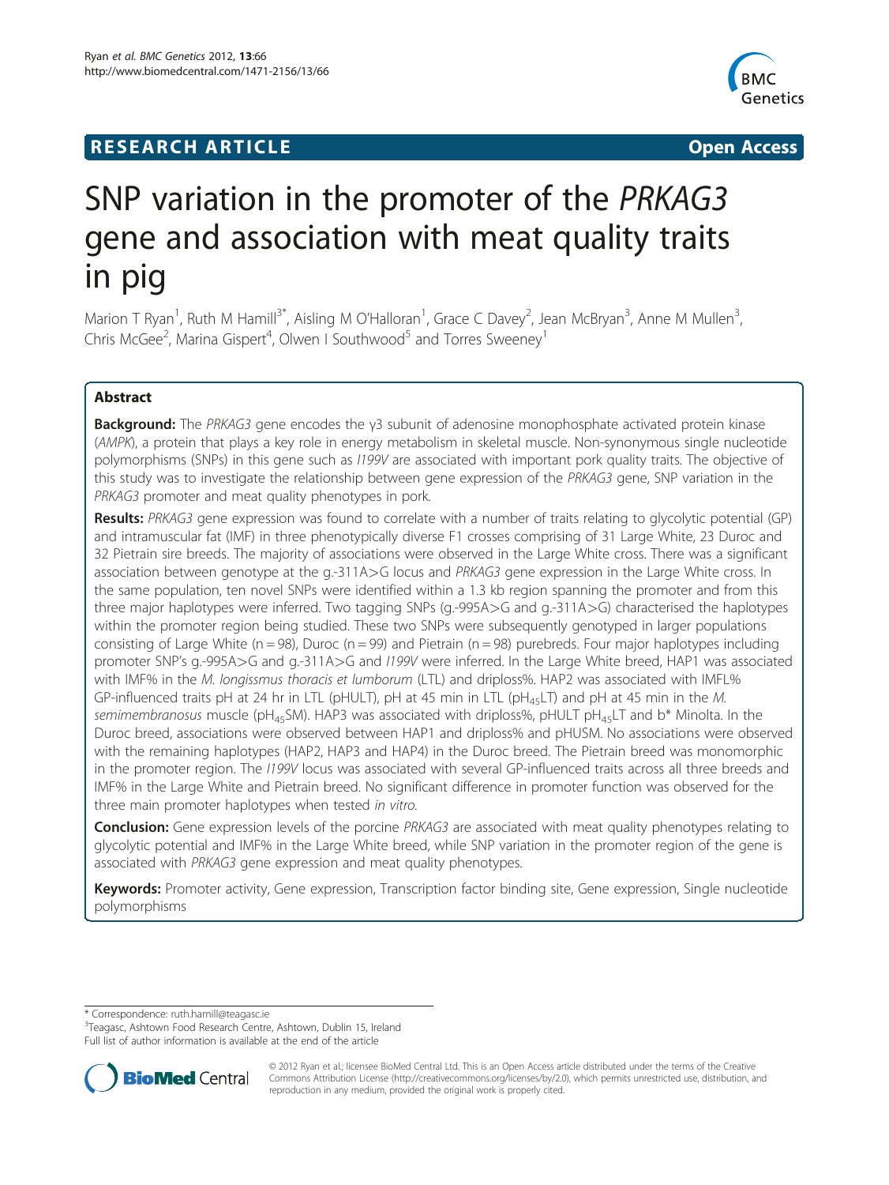**RESEARCH ARTICLE** **Open Access**

# SNP variation in the promoter of the *PRKAG3* gene and association with meat quality traits in pig

Marion T Ryan[1], Ruth M Hamill[3*], Aisling M O'Halloran[1], Grace C Davey[2], Jean McBryan[3], Anne M Mullen[3], Chris McGee[2], Marina Gispert[4], Olwen I Southwood[5] and Torres Sweeney[1]

## Abstract

**Background:** The *PRKAG3* gene encodes the γ3 subunit of adenosine monophosphate activated protein kinase (*AMPK*), a protein that plays a key role in energy metabolism in skeletal muscle. Non-synonymous single nucleotide polymorphisms (SNPs) in this gene such as *I199V* are associated with important pork quality traits. The objective of this study was to investigate the relationship between gene expression of the *PRKAG3* gene, SNP variation in the *PRKAG3* promoter and meat quality phenotypes in pork.

**Results:** *PRKAG3* gene expression was found to correlate with a number of traits relating to glycolytic potential (GP) and intramuscular fat (IMF) in three phenotypically diverse F1 crosses comprising of 31 Large White, 23 Duroc and 32 Pietrain sire breeds. The majority of associations were observed in the Large White cross. There was a significant association between genotype at the g.-311A>G locus and *PRKAG3* gene expression in the Large White cross. In the same population, ten novel SNPs were identified within a 1.3 kb region spanning the promoter and from this three major haplotypes were inferred. Two tagging SNPs (g.-995A>G and g.-311A>G) characterised the haplotypes within the promoter region being studied. These two SNPs were subsequently genotyped in larger populations consisting of Large White (n = 98), Duroc (n = 99) and Pietrain (n = 98) purebreds. Four major haplotypes including promoter SNP's g.-995A>G and g.-311A>G and *I199V* were inferred. In the Large White breed, HAP1 was associated with IMF% in the *M. longissmus thoracis et lumborum* (LTL) and driploss%. HAP2 was associated with IMFL% GP-influenced traits pH at 24 hr in LTL (pHULT), pH at 45 min in LTL ($pH_{45}LT$) and pH at 45 min in the *M. semimembranosus* muscle ($pH_{45}SM$). HAP3 was associated with driploss%, pHULT $pH_{45}LT$ and b* Minolta. In the Duroc breed, associations were observed between HAP1 and driploss% and pHUSM. No associations were observed with the remaining haplotypes (HAP2, HAP3 and HAP4) in the Duroc breed. The Pietrain breed was monomorphic in the promoter region. The *I199V* locus was associated with several GP-influenced traits across all three breeds and IMF% in the Large White and Pietrain breed. No significant difference in promoter function was observed for the three main promoter haplotypes when tested *in vitro*.

**Conclusion:** Gene expression levels of the porcine *PRKAG3* are associated with meat quality phenotypes relating to glycolytic potential and IMF% in the Large White breed, while SNP variation in the promoter region of the gene is associated with *PRKAG3* gene expression and meat quality phenotypes.

**Keywords:** Promoter activity, Gene expression, Transcription factor binding site, Gene expression, Single nucleotide polymorphisms

\* Correspondence: ruth.hamill@teagasc.ie
[3]Teagasc, Ashtown Food Research Centre, Ashtown, Dublin 15, Ireland
Full list of author information is available at the end of the article

© 2012 Ryan et al.; licensee BioMed Central Ltd. This is an Open Access article distributed under the terms of the Creative Commons Attribution License (http://creativecommons.org/licenses/by/2.0), which permits unrestricted use, distribution, and reproduction in any medium, provided the original work is properly cited.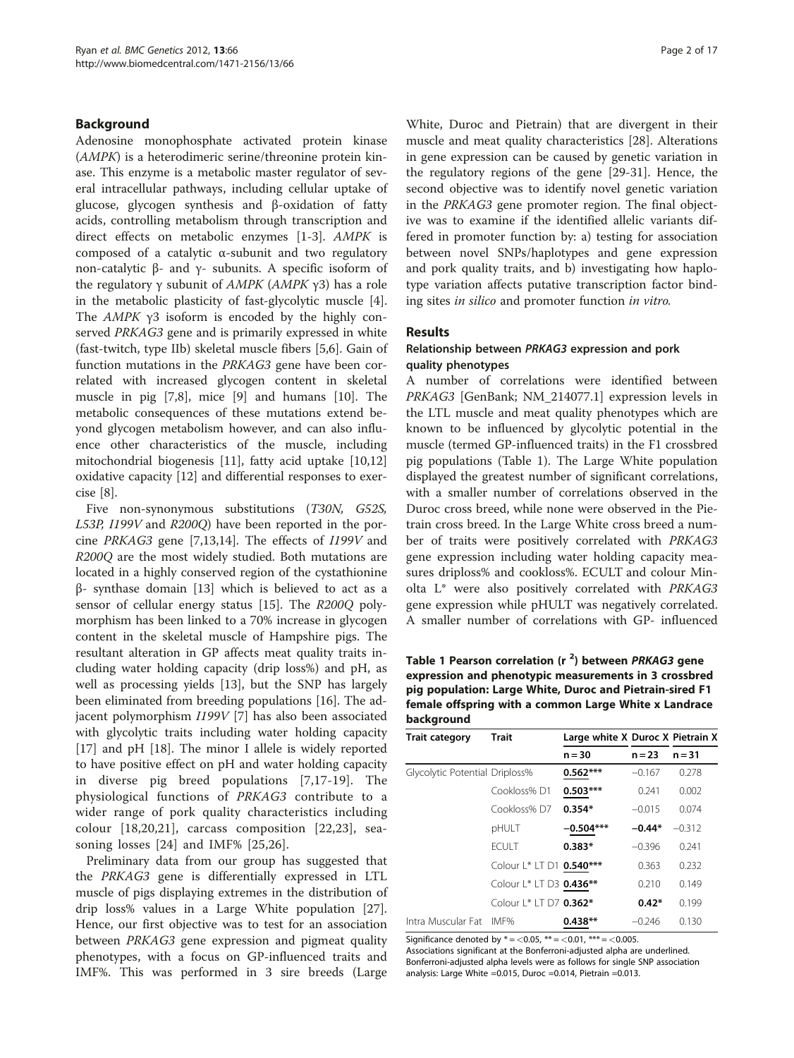## Background

Adenosine monophosphate activated protein kinase (*AMPK*) is a heterodimeric serine/threonine protein kinase. This enzyme is a metabolic master regulator of several intracellular pathways, including cellular uptake of glucose, glycogen synthesis and β-oxidation of fatty acids, controlling metabolism through transcription and direct effects on metabolic enzymes [1-3]. *AMPK* is composed of a catalytic α-subunit and two regulatory non-catalytic β- and γ- subunits. A specific isoform of the regulatory γ subunit of *AMPK* (*AMPK* γ3) has a role in the metabolic plasticity of fast-glycolytic muscle [4]. The *AMPK* γ3 isoform is encoded by the highly conserved *PRKAG3* gene and is primarily expressed in white (fast-twitch, type IIb) skeletal muscle fibers [5,6]. Gain of function mutations in the *PRKAG3* gene have been correlated with increased glycogen content in skeletal muscle in pig [7,8], mice [9] and humans [10]. The metabolic consequences of these mutations extend beyond glycogen metabolism however, and can also influence other characteristics of the muscle, including mitochondrial biogenesis [11], fatty acid uptake [10,12] oxidative capacity [12] and differential responses to exercise [8].

Five non-synonymous substitutions (*T30N, G52S, L53P, I199V* and *R200Q*) have been reported in the porcine *PRKAG3* gene [7,13,14]. The effects of *I199V* and *R200Q* are the most widely studied. Both mutations are located in a highly conserved region of the cystathionine β- synthase domain [13] which is believed to act as a sensor of cellular energy status [15]. The *R200Q* polymorphism has been linked to a 70% increase in glycogen content in the skeletal muscle of Hampshire pigs. The resultant alteration in GP affects meat quality traits including water holding capacity (drip loss%) and pH, as well as processing yields [13], but the SNP has largely been eliminated from breeding populations [16]. The adjacent polymorphism *I199V* [7] has also been associated with glycolytic traits including water holding capacity [17] and pH [18]. The minor I allele is widely reported to have positive effect on pH and water holding capacity in diverse pig breed populations [7,17-19]. The physiological functions of *PRKAG3* contribute to a wider range of pork quality characteristics including colour [18,20,21], carcass composition [22,23], seasoning losses [24] and IMF% [25,26].

Preliminary data from our group has suggested that the *PRKAG3* gene is differentially expressed in LTL muscle of pigs displaying extremes in the distribution of drip loss% values in a Large White population [27]. Hence, our first objective was to test for an association between *PRKAG3* gene expression and pigmeat quality phenotypes, with a focus on GP-influenced traits and IMF%. This was performed in 3 sire breeds (Large White, Duroc and Pietrain) that are divergent in their muscle and meat quality characteristics [28]. Alterations in gene expression can be caused by genetic variation in the regulatory regions of the gene [29-31]. Hence, the second objective was to identify novel genetic variation in the *PRKAG3* gene promoter region. The final objective was to examine if the identified allelic variants differed in promoter function by: a) testing for association between novel SNPs/haplotypes and gene expression and pork quality traits, and b) investigating how haplotype variation affects putative transcription factor binding sites *in silico* and promoter function *in vitro.*

## Results

### Relationship between *PRKAG3* expression and pork quality phenotypes

A number of correlations were identified between *PRKAG3* [GenBank; NM_214077.1] expression levels in the LTL muscle and meat quality phenotypes which are known to be influenced by glycolytic potential in the muscle (termed GP-influenced traits) in the F1 crossbred pig populations (Table 1). The Large White population displayed the greatest number of significant correlations, with a smaller number of correlations observed in the Duroc cross breed, while none were observed in the Pietrain cross breed. In the Large White cross breed a number of traits were positively correlated with *PRKAG3* gene expression including water holding capacity measures driploss% and cookloss%. ECULT and colour Minolta L* were also positively correlated with *PRKAG3* gene expression while pHULT was negatively correlated. A smaller number of correlations with GP- influenced

**Table 1 Pearson correlation ($r^2$) between *PRKAG3* gene expression and phenotypic measurements in 3 crossbred pig population: Large White, Duroc and Pietrain-sired F1 female offspring with a common Large White x Landrace background**

| Trait category | Trait | Large white X | Duroc X | Pietrain X |
|---|---|---|---|---|
| | | n = 30 | n = 23 | n = 31 |
| Glycolytic Potential | Driploss% | **0.562***\*** | −0.167 | 0.278 |
| | Cookloss% D1 | **0.503***\*** | 0.241 | 0.002 |
| | Cookloss% D7 | **0.354*** | −0.015 | 0.074 |
| | pHULT | **−0.504***\*** | **−0.44*** | −0.312 |
| | ECULT | **0.383*** | −0.396 | 0.241 |
| | Colour L* LT D1 | **0.540***\*** | 0.363 | 0.232 |
| | Colour L* LT D3 | **0.436**** | 0.210 | 0.149 |
| | Colour L* LT D7 | **0.362*** | **0.42*** | 0.199 |
| Intra Muscular Fat | IMF% | **0.438**** | −0.246 | 0.130 |

Significance denoted by * = <0.05, ** = <0.01, *** = <0.005.
Associations significant at the Bonferroni-adjusted alpha are underlined.
Bonferroni-adjusted alpha levels were as follows for single SNP association analysis: Large White =0.015, Duroc =0.014, Pietrain =0.013.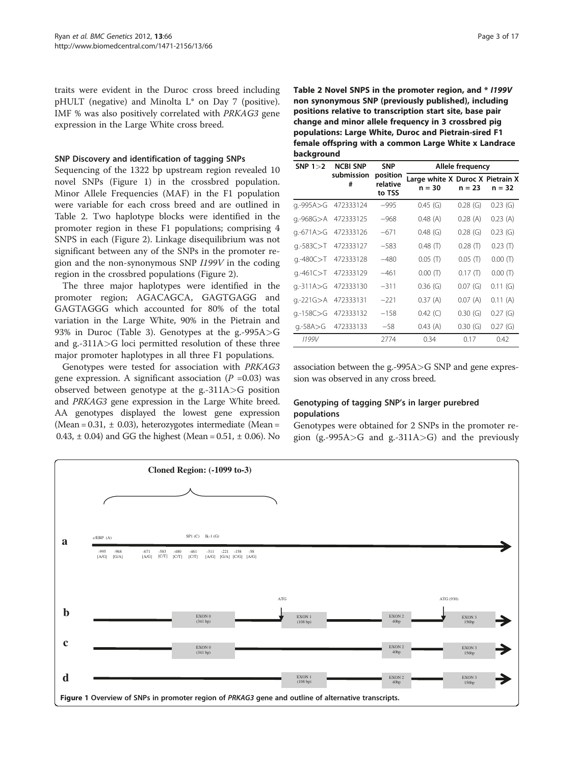traits were evident in the Duroc cross breed including pHULT (negative) and Minolta L* on Day 7 (positive). IMF % was also positively correlated with *PRKAG3* gene expression in the Large White cross breed.

### SNP Discovery and identification of tagging SNPs

Sequencing of the 1322 bp upstream region revealed 10 novel SNPs (Figure 1) in the crossbred population. Minor Allele Frequencies (MAF) in the F1 population were variable for each cross breed and are outlined in Table 2. Two haplotype blocks were identified in the promoter region in these F1 populations; comprising 4 SNPS in each (Figure 2). Linkage disequilibrium was not significant between any of the SNPs in the promoter region and the non-synonymous SNP *I199V* in the coding region in the crossbred populations (Figure 2).

The three major haplotypes were identified in the promoter region; AGACAGCA, GAGTGAGG and GAGTAGGG which accounted for 80% of the total variation in the Large White, 90% in the Pietrain and 93% in Duroc (Table 3). Genotypes at the g.-995A>G and g.-311A>G loci permitted resolution of these three major promoter haplotypes in all three F1 populations.

Genotypes were tested for association with *PRKAG3* gene expression. A significant association ($P$ =0.03) was observed between genotype at the g.-311A>G position and *PRKAG3* gene expression in the Large White breed. AA genotypes displayed the lowest gene expression (Mean = 0.31, ± 0.03), heterozygotes intermediate (Mean = 0.43, ± 0.04) and GG the highest (Mean = 0.51, ± 0.06). No association between the g.-995A>G SNP and gene expression was observed in any cross breed.

**Table 2 Novel SNPS in the promoter region, and \* *I199V* non synonymous SNP (previously published), including positions relative to transcription start site, base pair change and minor allele frequency in 3 crossbred pig populations: Large White, Duroc and Pietrain-sired F1 female offspring with a common Large White x Landrace background**

| SNP 1>2 | NCBI SNP submission # | SNP position relative to TSS | Allele frequency | | |
|---|---|---|---|---|---|
| | | | Large white X n = 30 | Duroc X n = 23 | Pietrain X n = 32 |
| g.-995A>G | 472333124 | −995 | 0.45 (G) | 0.28 (G) | 0.23 (G) |
| g.-968G>A | 472333125 | −968 | 0.48 (A) | 0.28 (A) | 0.23 (A) |
| g.-671A>G | 472333126 | −671 | 0.48 (G) | 0.28 (G) | 0.23 (G) |
| g.-583C>T | 472333127 | −583 | 0.48 (T) | 0.28 (T) | 0.23 (T) |
| g.-480C>T | 472333128 | −480 | 0.05 (T) | 0.05 (T) | 0.00 (T) |
| g.-461C>T | 472333129 | −461 | 0.00 (T) | 0.17 (T) | 0.00 (T) |
| g.-311A>G | 472333130 | −311 | 0.36 (G) | 0.07 (G) | 0.11 (G) |
| g.-221G>A | 472333131 | −221 | 0.37 (A) | 0.07 (A) | 0.11 (A) |
| g.-158C>G | 472333132 | −158 | 0.42 (C) | 0.30 (G) | 0.27 (G) |
| g.-58A>G | 472333133 | −58 | 0.43 (A) | 0.30 (G) | 0.27 (G) |
| *I199V* | | 2774 | 0.34 | 0.17 | 0.42 |

### Genotyping of tagging SNP's in larger purebred populations

Genotypes were obtained for 2 SNPs in the promoter region (g.-995A>G and g.-311A>G) and the previously

**Figure 1 Overview of SNPs in promoter region of *PRKAG3* gene and outline of alternative transcripts.**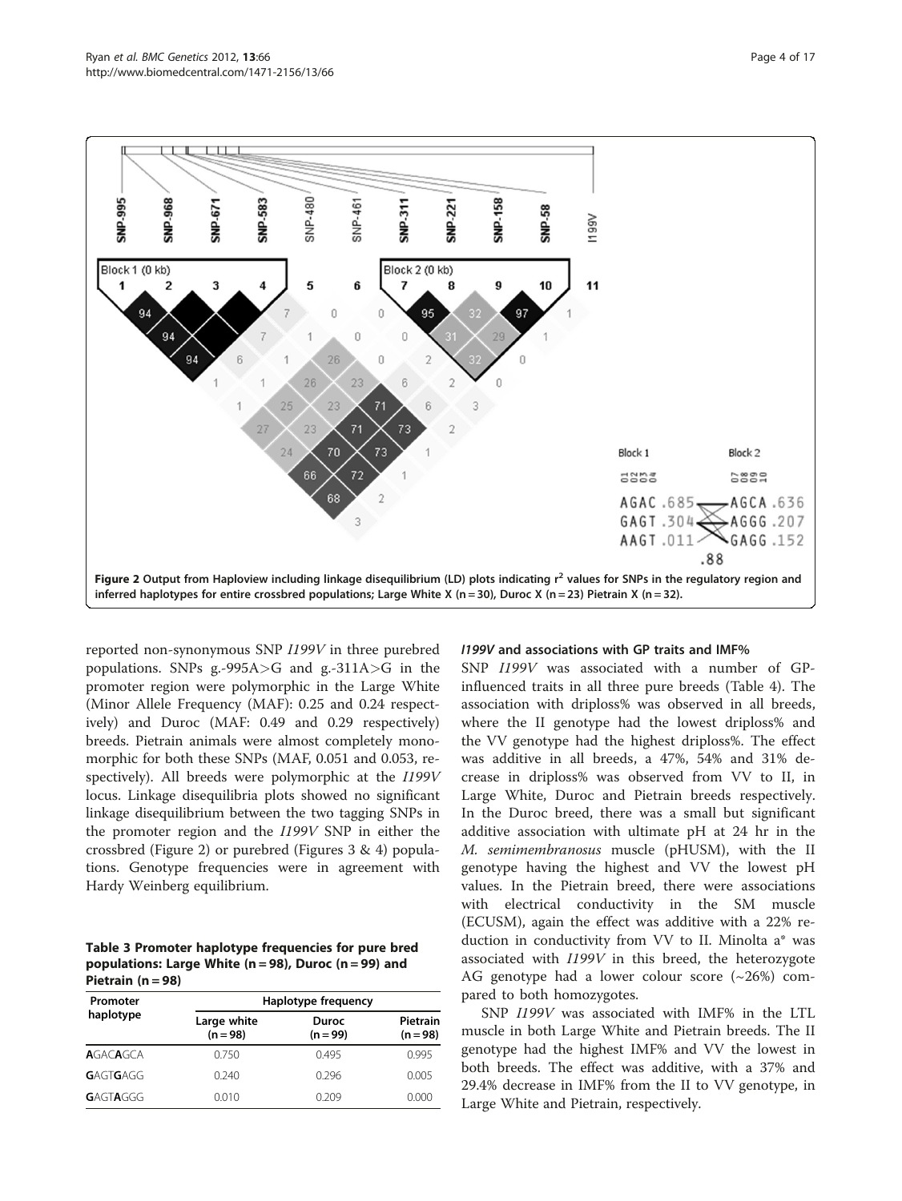Figure 2 Output from Haploview including linkage disequilibrium (LD) plots indicating $r^2$ values for SNPs in the regulatory region and inferred haplotypes for entire crossbred populations; Large White X (n = 30), Duroc X (n = 23) Pietrain X (n = 32).

reported non-synonymous SNP *I199V* in three purebred populations. SNPs g.-995A>G and g.-311A>G in the promoter region were polymorphic in the Large White (Minor Allele Frequency (MAF): 0.25 and 0.24 respectively) and Duroc (MAF: 0.49 and 0.29 respectively) breeds. Pietrain animals were almost completely monomorphic for both these SNPs (MAF, 0.051 and 0.053, respectively). All breeds were polymorphic at the *I199V* locus. Linkage disequilibria plots showed no significant linkage disequilibrium between the two tagging SNPs in the promoter region and the *I199V* SNP in either the crossbred (Figure 2) or purebred (Figures 3 & 4) populations. Genotype frequencies were in agreement with Hardy Weinberg equilibrium.

**Table 3 Promoter haplotype frequencies for pure bred populations: Large White (n = 98), Duroc (n = 99) and Pietrain (n = 98)**

| Promoter haplotype | Haplotype frequency | | |
|---|---|---|---|
| | Large white (n = 98) | Duroc (n = 99) | Pietrain (n = 98) |
| **A**GAC**A**GCA | 0.750 | 0.495 | 0.995 |
| **G**AGT**G**AGG | 0.240 | 0.296 | 0.005 |
| **G**AGT**A**GGG | 0.010 | 0.209 | 0.000 |

### *I199V* and associations with GP traits and IMF%

SNP *I199V* was associated with a number of GP-influenced traits in all three pure breeds (Table 4). The association with driploss% was observed in all breeds, where the II genotype had the lowest driploss% and the VV genotype had the highest driploss%. The effect was additive in all breeds, a 47%, 54% and 31% decrease in driploss% was observed from VV to II, in Large White, Duroc and Pietrain breeds respectively. In the Duroc breed, there was a small but significant additive association with ultimate pH at 24 hr in the *M. semimembranosus* muscle (pHUSM), with the II genotype having the highest and VV the lowest pH values. In the Pietrain breed, there were associations with electrical conductivity in the SM muscle (ECUSM), again the effect was additive with a 22% reduction in conductivity from VV to II. Minolta a* was associated with *I199V* in this breed, the heterozygote AG genotype had a lower colour score (~26%) compared to both homozygotes.

SNP *I199V* was associated with IMF% in the LTL muscle in both Large White and Pietrain breeds. The II genotype had the highest IMF% and VV the lowest in both breeds. The effect was additive, with a 37% and 29.4% decrease in IMF% from the II to VV genotype, in Large White and Pietrain, respectively.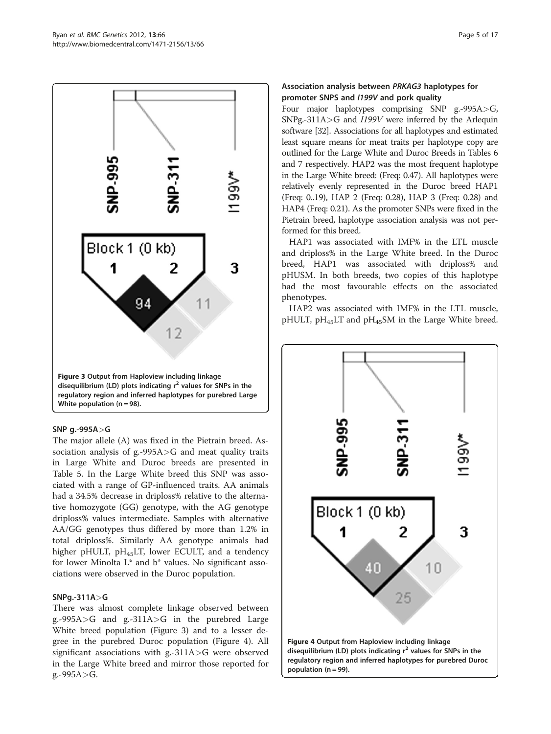Figure 3 Output from Haploview including linkage disequilibrium (LD) plots indicating $r^2$ values for SNPs in the regulatory region and inferred haplotypes for purebred Large White population (n = 98).

### SNP g.-995A>G

The major allele (A) was fixed in the Pietrain breed. Association analysis of g.-995A>G and meat quality traits in Large White and Duroc breeds are presented in Table 5. In the Large White breed this SNP was associated with a range of GP-influenced traits. AA animals had a 34.5% decrease in driploss% relative to the alternative homozygote (GG) genotype, with the AG genotype driploss% values intermediate. Samples with alternative AA/GG genotypes thus differed by more than 1.2% in total driploss%. Similarly AA genotype animals had higher pHULT, $pH_{45}LT$, lower ECULT, and a tendency for lower Minolta L* and b* values. No significant associations were observed in the Duroc population.

### SNPg.-311A>G

There was almost complete linkage observed between g.-995A>G and g.-311A>G in the purebred Large White breed population (Figure 3) and to a lesser degree in the purebred Duroc population (Figure 4). All significant associations with g.-311A>G were observed in the Large White breed and mirror those reported for g.-995A>G.

### Association analysis between *PRKAG3* haplotypes for promoter SNPS and *I199V* and pork quality

Four major haplotypes comprising SNP g.-995A>G, SNPg.-311A>G and *I199V* were inferred by the Arlequin software [32]. Associations for all haplotypes and estimated least square means for meat traits per haplotype copy are outlined for the Large White and Duroc Breeds in Tables 6 and 7 respectively. HAP2 was the most frequent haplotype in the Large White breed: (Freq: 0.47). All haplotypes were relatively evenly represented in the Duroc breed HAP1 (Freq: 0..19), HAP 2 (Freq: 0.28), HAP 3 (Freq: 0.28) and HAP4 (Freq: 0.21). As the promoter SNPs were fixed in the Pietrain breed, haplotype association analysis was not performed for this breed.

HAP1 was associated with IMF% in the LTL muscle and driploss% in the Large White breed. In the Duroc breed, HAP1 was associated with driploss% and pHUSM. In both breeds, two copies of this haplotype had the most favourable effects on the associated phenotypes.

HAP2 was associated with IMF% in the LTL muscle, pHULT, $pH_{45}LT$ and $pH_{45}SM$ in the Large White breed.

Figure 4 Output from Haploview including linkage disequilibrium (LD) plots indicating $r^2$ values for SNPs in the regulatory region and inferred haplotypes for purebred Duroc population (n = 99).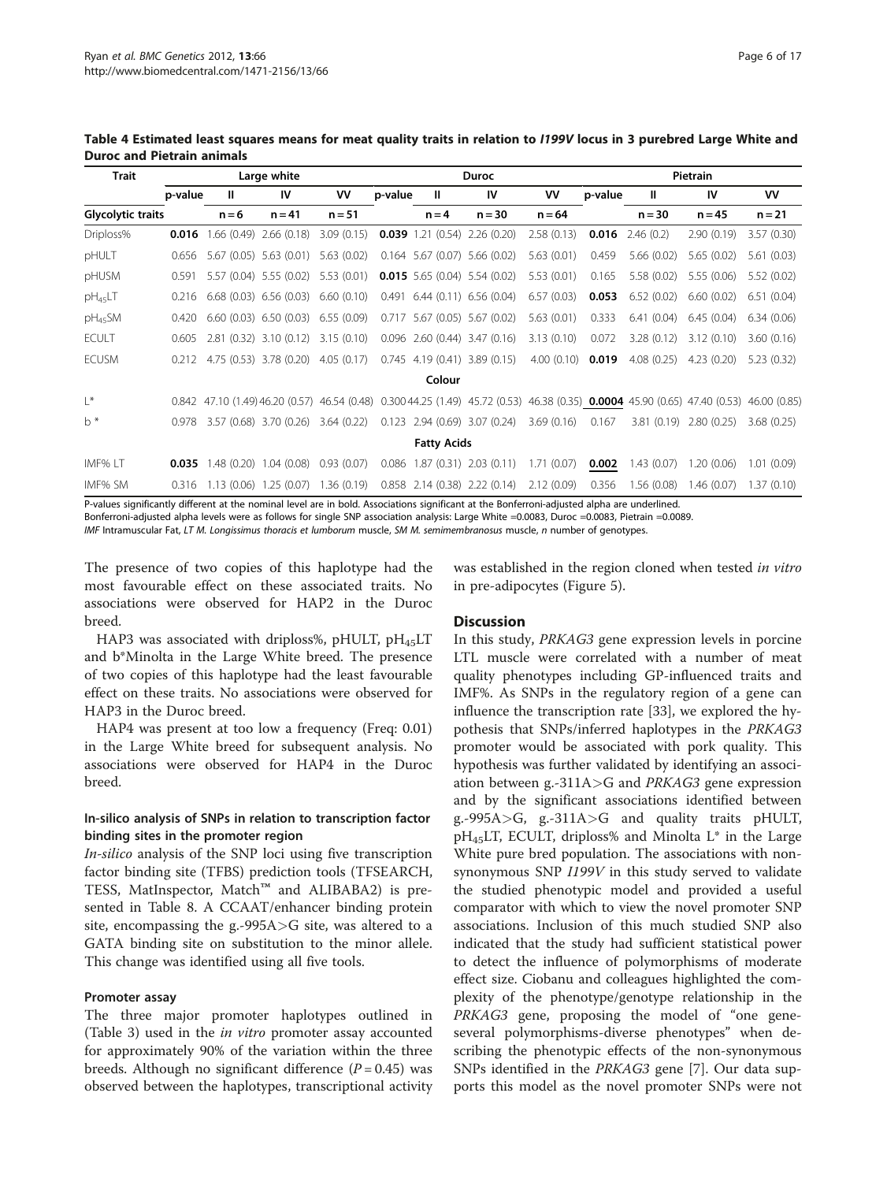**Table 4 Estimated least squares means for meat quality traits in relation to *I199V* locus in 3 purebred Large White and Duroc and Pietrain animals**

| Trait | Large white | | | | Duroc | | | | Pietrain | | | |
|---|---|---|---|---|---|---|---|---|---|---|---|---|
| | p-value | II | IV | VV | p-value | II | IV | VV | p-value | II | IV | VV |
| **Glycolytic traits** | | n = 6 | n = 41 | n = 51 | | n = 4 | n = 30 | n = 64 | | n = 30 | n = 45 | n = 21 |
| Driploss% | **0.016** | 1.66 (0.49) | 2.66 (0.18) | 3.09 (0.15) | **0.039** | 1.21 (0.54) | 2.26 (0.20) | 2.58 (0.13) | **0.016** | 2.46 (0.2) | 2.90 (0.19) | 3.57 (0.30) |
| pHULT | 0.656 | 5.67 (0.05) | 5.63 (0.01) | 5.63 (0.02) | 0.164 | 5.67 (0.07) | 5.66 (0.02) | 5.63 (0.01) | 0.459 | 5.66 (0.02) | 5.65 (0.02) | 5.61 (0.03) |
| pHUSM | 0.591 | 5.57 (0.04) | 5.55 (0.02) | 5.53 (0.01) | **0.015** | 5.65 (0.04) | 5.54 (0.02) | 5.53 (0.01) | 0.165 | 5.58 (0.02) | 5.55 (0.06) | 5.52 (0.02) |
| $pH_{45}$LT | 0.216 | 6.68 (0.03) | 6.56 (0.03) | 6.60 (0.10) | 0.491 | 6.44 (0.11) | 6.56 (0.04) | 6.57 (0.03) | **0.053** | 6.52 (0.02) | 6.60 (0.02) | 6.51 (0.04) |
| $pH_{45}$SM | 0.420 | 6.60 (0.03) | 6.50 (0.03) | 6.55 (0.09) | 0.717 | 5.67 (0.05) | 5.67 (0.02) | 5.63 (0.01) | 0.333 | 6.41 (0.04) | 6.45 (0.04) | 6.34 (0.06) |
| ECULT | 0.605 | 2.81 (0.32) | 3.10 (0.12) | 3.15 (0.10) | 0.096 | 2.60 (0.44) | 3.47 (0.16) | 3.13 (0.10) | 0.072 | 3.28 (0.12) | 3.12 (0.10) | 3.60 (0.16) |
| ECUSM | 0.212 | 4.75 (0.53) | 3.78 (0.20) | 4.05 (0.17) | 0.745 | 4.19 (0.41) | 3.89 (0.15) | 4.00 (0.10) | **0.019** | 4.08 (0.25) | 4.23 (0.20) | 5.23 (0.32) |
| **Colour** | | | | | | | | | | | | |
| L* | 0.842 | 47.10 (1.49) | 46.20 (0.57) | 46.54 (0.48) | 0.300 | 44.25 (1.49) | 45.72 (0.53) | 46.38 (0.35) | **0.0004** | 45.90 (0.65) | 47.40 (0.53) | 46.00 (0.85) |
| b * | 0.978 | 3.57 (0.68) | 3.70 (0.26) | 3.64 (0.22) | 0.123 | 2.94 (0.69) | 3.07 (0.24) | 3.69 (0.16) | 0.167 | 3.81 (0.19) | 2.80 (0.25) | 3.68 (0.25) |
| **Fatty Acids** | | | | | | | | | | | | |
| IMF% LT | **0.035** | 1.48 (0.20) | 1.04 (0.08) | 0.93 (0.07) | 0.086 | 1.87 (0.31) | 2.03 (0.11) | 1.71 (0.07) | **0.002** | 1.43 (0.07) | 1.20 (0.06) | 1.01 (0.09) |
| IMF% SM | 0.316 | 1.13 (0.06) | 1.25 (0.07) | 1.36 (0.19) | 0.858 | 2.14 (0.38) | 2.22 (0.14) | 2.12 (0.09) | 0.356 | 1.56 (0.08) | 1.46 (0.07) | 1.37 (0.10) |

P-values significantly different at the nominal level are in bold. Associations significant at the Bonferroni-adjusted alpha are underlined.
Bonferroni-adjusted alpha levels were as follows for single SNP association analysis: Large White =0.0083, Duroc =0.0083, Pietrain =0.0089.
*IMF* Intramuscular Fat, *LT M. Longissimus thoracis et lumborum* muscle, *SM M. semimembranosus* muscle, *n* number of genotypes.

The presence of two copies of this haplotype had the most favourable effect on these associated traits. No associations were observed for HAP2 in the Duroc breed.

HAP3 was associated with driploss%, pHULT, $pH_{45}$LT and b*Minolta in the Large White breed. The presence of two copies of this haplotype had the least favourable effect on these traits. No associations were observed for HAP3 in the Duroc breed.

HAP4 was present at too low a frequency (Freq: 0.01) in the Large White breed for subsequent analysis. No associations were observed for HAP4 in the Duroc breed.

### In-silico analysis of SNPs in relation to transcription factor binding sites in the promoter region

*In-silico* analysis of the SNP loci using five transcription factor binding site (TFBS) prediction tools (TFSEARCH, TESS, MatInspector, Match™ and ALIBABA2) is presented in Table 8. A CCAAT/enhancer binding protein site, encompassing the g.-995A>G site, was altered to a GATA binding site on substitution to the minor allele. This change was identified using all five tools.

### Promoter assay

The three major promoter haplotypes outlined in (Table 3) used in the *in vitro* promoter assay accounted for approximately 90% of the variation within the three breeds. Although no significant difference ($P = 0.45$) was observed between the haplotypes, transcriptional activity was established in the region cloned when tested *in vitro* in pre-adipocytes (Figure 5).

## Discussion

In this study, *PRKAG3* gene expression levels in porcine LTL muscle were correlated with a number of meat quality phenotypes including GP-influenced traits and IMF%. As SNPs in the regulatory region of a gene can influence the transcription rate [33], we explored the hypothesis that SNPs/inferred haplotypes in the *PRKAG3* promoter would be associated with pork quality. This hypothesis was further validated by identifying an association between g.-311A>G and *PRKAG3* gene expression and by the significant associations identified between g.-995A>G, g.-311A>G and quality traits pHULT, $pH_{45}$LT, ECULT, driploss% and Minolta L* in the Large White pure bred population. The associations with non-synonymous SNP *I199V* in this study served to validate the studied phenotypic model and provided a useful comparator with which to view the novel promoter SNP associations. Inclusion of this much studied SNP also indicated that the study had sufficient statistical power to detect the influence of polymorphisms of moderate effect size. Ciobanu and colleagues highlighted the complexity of the phenotype/genotype relationship in the *PRKAG3* gene, proposing the model of "one gene-several polymorphisms-diverse phenotypes" when describing the phenotypic effects of the non-synonymous SNPs identified in the *PRKAG3* gene [7]. Our data supports this model as the novel promoter SNPs were not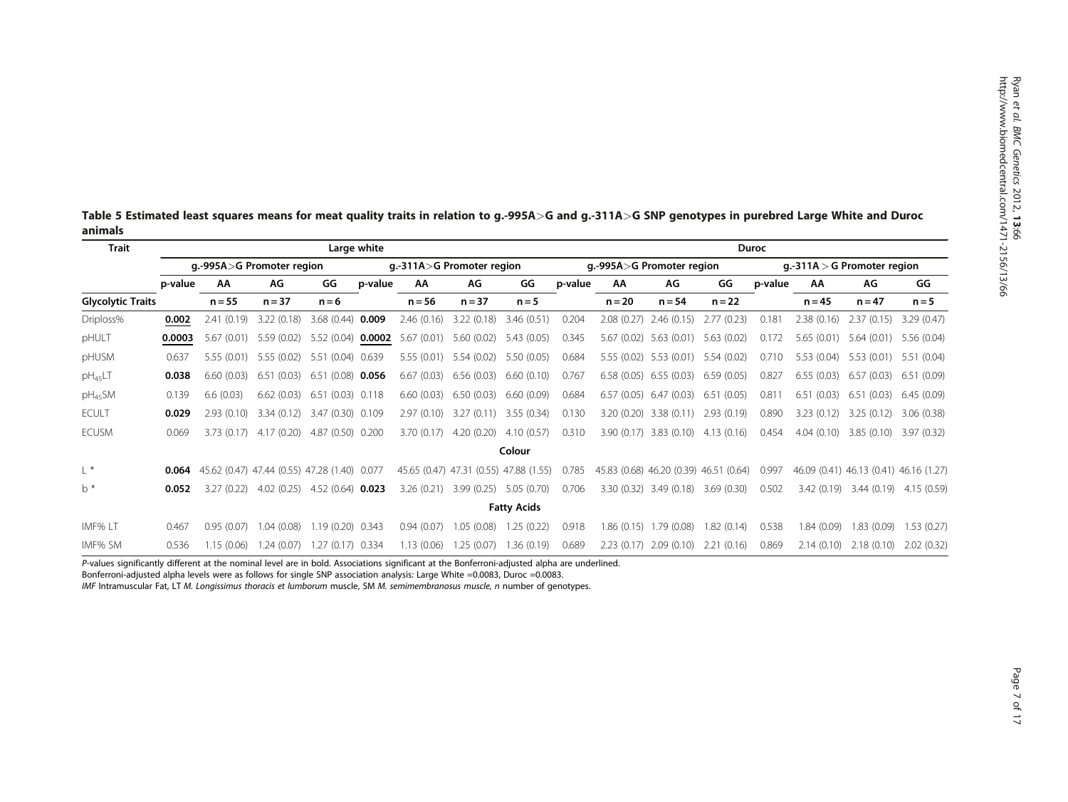**Table 5 Estimated least squares means for meat quality traits in relation to g.-995A>G and g.-311A>G SNP genotypes in purebred Large White and Duroc animals**

| Trait | Large white | | | | | | | | Duroc | | | | | | | |
|---|---|---|---|---|---|---|---|---|---|---|---|---|---|---|---|---|
| | g.-995A>G Promoter region | | | | g.-311A>G Promoter region | | | | g.-995A>G Promoter region | | | | g.-311A > G Promoter region | | | |
| | p-value | AA | AG | GG | p-value | AA | AG | GG | p-value | AA | AG | GG | p-value | AA | AG | GG |
| **Glycolytic Traits** | | n = 55 | n = 37 | n = 6 | | n = 56 | n = 37 | n = 5 | | n = 20 | n = 54 | n = 22 | | n = 45 | n = 47 | n = 5 |
| Driploss% | **<u>0.002</u>** | 2.41 (0.19) | 3.22 (0.18) | 3.68 (0.44) | **0.009** | 2.46 (0.16) | 3.22 (0.18) | 3.46 (0.51) | 0.204 | 2.08 (0.27) | 2.46 (0.15) | 2.77 (0.23) | 0.181 | 2.38 (0.16) | 2.37 (0.15) | 3.29 (0.47) |
| pHULT | **<u>0.0003</u>** | 5.67 (0.01) | 5.59 (0.02) | 5.52 (0.04) | **<u>0.0002</u>** | 5.67 (0.01) | 5.60 (0.02) | 5.43 (0.05) | 0.345 | 5.67 (0.02) | 5.63 (0.01) | 5.63 (0.02) | 0.172 | 5.65 (0.01) | 5.64 (0.01) | 5.56 (0.04) |
| pHUSM | 0.637 | 5.55 (0.01) | 5.55 (0.02) | 5.51 (0.04) | 0.639 | 5.55 (0.01) | 5.54 (0.02) | 5.50 (0.05) | 0.684 | 5.55 (0.02) | 5.53 (0.01) | 5.54 (0.02) | 0.710 | 5.53 (0.04) | 5.53 (0.01) | 5.51 (0.04) |
| $pH_{45}LT$ | **0.038** | 6.60 (0.03) | 6.51 (0.03) | 6.51 (0.08) | **0.056** | 6.67 (0.03) | 6.56 (0.03) | 6.60 (0.10) | 0.767 | 6.58 (0.05) | 6.55 (0.03) | 6.59 (0.05) | 0.827 | 6.55 (0.03) | 6.57 (0.03) | 6.51 (0.09) |
| $pH_{45}SM$ | 0.139 | 6.6 (0.03) | 6.62 (0.03) | 6.51 (0.03) | 0.118 | 6.60 (0.03) | 6.50 (0.03) | 6.60 (0.09) | 0.684 | 6.57 (0.05) | 6.47 (0.03) | 6.51 (0.05) | 0.811 | 6.51 (0.03) | 6.51 (0.03) | 6.45 (0.09) |
| ECULT | **0.029** | 2.93 (0.10) | 3.34 (0.12) | 3.47 (0.30) | 0.109 | 2.97 (0.10) | 3.27 (0.11) | 3.55 (0.34) | 0.130 | 3.20 (0.20) | 3.38 (0.11) | 2.93 (0.19) | 0.890 | 3.23 (0.12) | 3.25 (0.12) | 3.06 (0.38) |
| ECUSM | 0.069 | 3.73 (0.17) | 4.17 (0.20) | 4.87 (0.50) | 0.200 | 3.70 (0.17) | 4.20 (0.20) | 4.10 (0.57) | 0.310 | 3.90 (0.17) | 3.83 (0.10) | 4.13 (0.16) | 0.454 | 4.04 (0.10) | 3.85 (0.10) | 3.97 (0.32) |
| **Colour** | | | | | | | | | | | | | | | | |
| L * | **0.064** | 45.62 (0.47) | 47.44 (0.55) | 47.28 (1.40) | 0.077 | 45.65 (0.47) | 47.31 (0.55) | 47.88 (1.55) | 0.785 | 45.83 (0.68) | 46.20 (0.39) | 46.51 (0.64) | 0.997 | 46.09 (0.41) | 46.13 (0.41) | 46.16 (1.27) |
| b * | **0.052** | 3.27 (0.22) | 4.02 (0.25) | 4.52 (0.64) | **0.023** | 3.26 (0.21) | 3.99 (0.25) | 5.05 (0.70) | 0.706 | 3.30 (0.32) | 3.49 (0.18) | 3.69 (0.30) | 0.502 | 3.42 (0.19) | 3.44 (0.19) | 4.15 (0.59) |
| **Fatty Acids** | | | | | | | | | | | | | | | | |
| IMF% LT | 0.467 | 0.95 (0.07) | 1.04 (0.08) | 1.19 (0.20) | 0.343 | 0.94 (0.07) | 1.05 (0.08) | 1.25 (0.22) | 0.918 | 1.86 (0.15) | 1.79 (0.08) | 1.82 (0.14) | 0.538 | 1.84 (0.09) | 1.83 (0.09) | 1.53 (0.27) |
| IMF% SM | 0.536 | 1.15 (0.06) | 1.24 (0.07) | 1.27 (0.17) | 0.334 | 1.13 (0.06) | 1.25 (0.07) | 1.36 (0.19) | 0.689 | 2.23 (0.17) | 2.09 (0.10) | 2.21 (0.16) | 0.869 | 2.14 (0.10) | 2.18 (0.10) | 2.02 (0.32) |

*P*-values significantly different at the nominal level are in bold. Associations significant at the Bonferroni-adjusted alpha are underlined.
Bonferroni-adjusted alpha levels were as follows for single SNP association analysis: Large White =0.0083, Duroc =0.0083.
*IMF* Intramuscular Fat, LT *M. Longissimus thoracis et lumborum* muscle, SM *M. semimembranosus muscle*, *n* number of genotypes.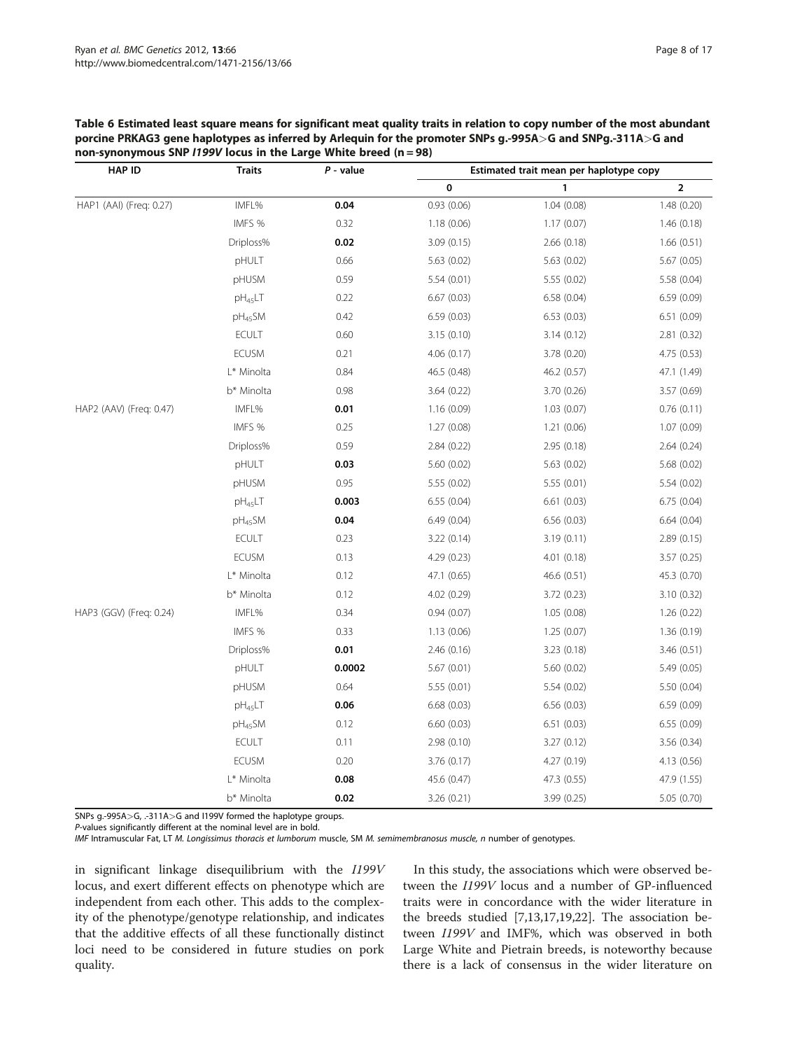**Table 6 Estimated least square means for significant meat quality traits in relation to copy number of the most abundant porcine PRKAG3 gene haplotypes as inferred by Arlequin for the promoter SNPs g.-995A>G and SNPg.-311A>G and non-synonymous SNP *I199V* locus in the Large White breed (n = 98)**

| HAP ID | Traits | *P* - value | Estimated trait mean per haplotype copy | | |
|---|---|---|---|---|---|
| | | | 0 | 1 | 2 |
| HAP1 (AAI) (Freq: 0.27) | IMFL% | **0.04** | 0.93 (0.06) | 1.04 (0.08) | 1.48 (0.20) |
| | IMFS % | 0.32 | 1.18 (0.06) | 1.17 (0.07) | 1.46 (0.18) |
| | Driploss% | **0.02** | 3.09 (0.15) | 2.66 (0.18) | 1.66 (0.51) |
| | pHULT | 0.66 | 5.63 (0.02) | 5.63 (0.02) | 5.67 (0.05) |
| | pHUSM | 0.59 | 5.54 (0.01) | 5.55 (0.02) | 5.58 (0.04) |
| | $pH_{45}LT$ | 0.22 | 6.67 (0.03) | 6.58 (0.04) | 6.59 (0.09) |
| | $pH_{45}SM$ | 0.42 | 6.59 (0.03) | 6.53 (0.03) | 6.51 (0.09) |
| | ECULT | 0.60 | 3.15 (0.10) | 3.14 (0.12) | 2.81 (0.32) |
| | ECUSM | 0.21 | 4.06 (0.17) | 3.78 (0.20) | 4.75 (0.53) |
| | L* Minolta | 0.84 | 46.5 (0.48) | 46.2 (0.57) | 47.1 (1.49) |
| | b* Minolta | 0.98 | 3.64 (0.22) | 3.70 (0.26) | 3.57 (0.69) |
| HAP2 (AAV) (Freq: 0.47) | IMFL% | **0.01** | 1.16 (0.09) | 1.03 (0.07) | 0.76 (0.11) |
| | IMFS % | 0.25 | 1.27 (0.08) | 1.21 (0.06) | 1.07 (0.09) |
| | Driploss% | 0.59 | 2.84 (0.22) | 2.95 (0.18) | 2.64 (0.24) |
| | pHULT | **0.03** | 5.60 (0.02) | 5.63 (0.02) | 5.68 (0.02) |
| | pHUSM | 0.95 | 5.55 (0.02) | 5.55 (0.01) | 5.54 (0.02) |
| | $pH_{45}LT$ | **0.003** | 6.55 (0.04) | 6.61 (0.03) | 6.75 (0.04) |
| | $pH_{45}SM$ | **0.04** | 6.49 (0.04) | 6.56 (0.03) | 6.64 (0.04) |
| | ECULT | 0.23 | 3.22 (0.14) | 3.19 (0.11) | 2.89 (0.15) |
| | ECUSM | 0.13 | 4.29 (0.23) | 4.01 (0.18) | 3.57 (0.25) |
| | L* Minolta | 0.12 | 47.1 (0.65) | 46.6 (0.51) | 45.3 (0.70) |
| | b* Minolta | 0.12 | 4.02 (0.29) | 3.72 (0.23) | 3.10 (0.32) |
| HAP3 (GGV) (Freq: 0.24) | IMFL% | 0.34 | 0.94 (0.07) | 1.05 (0.08) | 1.26 (0.22) |
| | IMFS % | 0.33 | 1.13 (0.06) | 1.25 (0.07) | 1.36 (0.19) |
| | Driploss% | **0.01** | 2.46 (0.16) | 3.23 (0.18) | 3.46 (0.51) |
| | pHULT | **0.0002** | 5.67 (0.01) | 5.60 (0.02) | 5.49 (0.05) |
| | pHUSM | 0.64 | 5.55 (0.01) | 5.54 (0.02) | 5.50 (0.04) |
| | $pH_{45}LT$ | **0.06** | 6.68 (0.03) | 6.56 (0.03) | 6.59 (0.09) |
| | $pH_{45}SM$ | 0.12 | 6.60 (0.03) | 6.51 (0.03) | 6.55 (0.09) |
| | ECULT | 0.11 | 2.98 (0.10) | 3.27 (0.12) | 3.56 (0.34) |
| | ECUSM | 0.20 | 3.76 (0.17) | 4.27 (0.19) | 4.13 (0.56) |
| | L* Minolta | **0.08** | 45.6 (0.47) | 47.3 (0.55) | 47.9 (1.55) |
| | b* Minolta | **0.02** | 3.26 (0.21) | 3.99 (0.25) | 5.05 (0.70) |

SNPs g.-995A>G, .-311A>G and I199V formed the haplotype groups.
*P*-values significantly different at the nominal level are in bold.
*IMF* Intramuscular Fat, LT *M. Longissimus thoracis et lumborum* muscle, SM *M. semimembranosus muscle*, *n* number of genotypes.

in significant linkage disequilibrium with the *I199V* locus, and exert different effects on phenotype which are independent from each other. This adds to the complexity of the phenotype/genotype relationship, and indicates that the additive effects of all these functionally distinct loci need to be considered in future studies on pork quality.

In this study, the associations which were observed between the *I199V* locus and a number of GP-influenced traits were in concordance with the wider literature in the breeds studied [7,13,17,19,22]. The association between *I199V* and IMF%, which was observed in both Large White and Pietrain breeds, is noteworthy because there is a lack of consensus in the wider literature on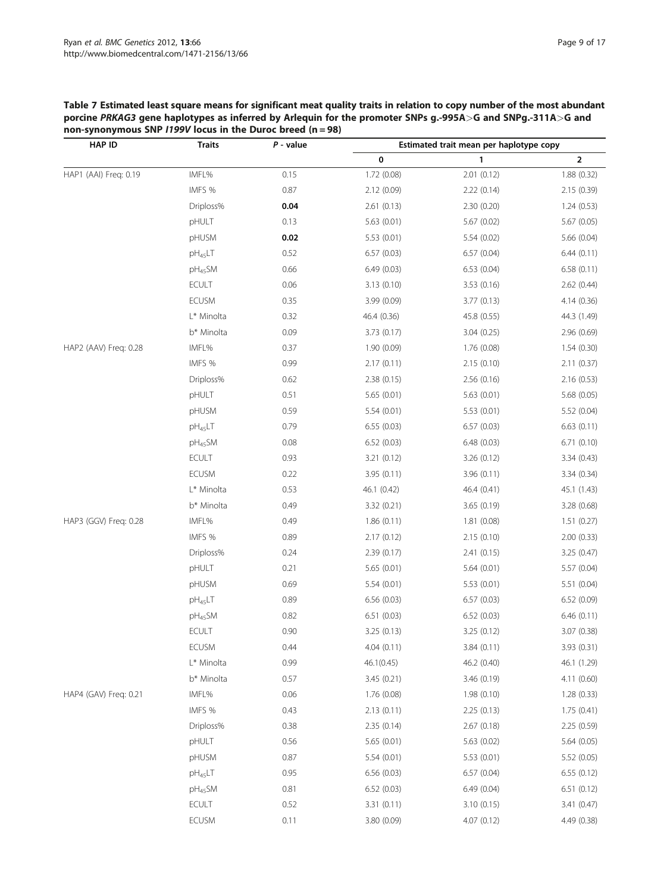**Table 7 Estimated least square means for significant meat quality traits in relation to copy number of the most abundant porcine *PRKAG3* gene haplotypes as inferred by Arlequin for the promoter SNPs g.-995A>G and SNPg.-311A>G and non-synonymous SNP *I199V* locus in the Duroc breed (n = 98)**

| HAP ID | Traits | *P* - value | Estimated trait mean per haplotype copy | | |
|---|---|---|---|---|---|
| | | | **0** | **1** | **2** |
| HAP1 (AAI) Freq: 0.19 | IMFL% | 0.15 | 1.72 (0.08) | 2.01 (0.12) | 1.88 (0.32) |
| | IMFS % | 0.87 | 2.12 (0.09) | 2.22 (0.14) | 2.15 (0.39) |
| | Driploss% | **0.04** | 2.61 (0.13) | 2.30 (0.20) | 1.24 (0.53) |
| | pHULT | 0.13 | 5.63 (0.01) | 5.67 (0.02) | 5.67 (0.05) |
| | pHUSM | **0.02** | 5.53 (0.01) | 5.54 (0.02) | 5.66 (0.04) |
| | $pH_{45}LT$ | 0.52 | 6.57 (0.03) | 6.57 (0.04) | 6.44 (0.11) |
| | $pH_{45}SM$ | 0.66 | 6.49 (0.03) | 6.53 (0.04) | 6.58 (0.11) |
| | ECULT | 0.06 | 3.13 (0.10) | 3.53 (0.16) | 2.62 (0.44) |
| | ECUSM | 0.35 | 3.99 (0.09) | 3.77 (0.13) | 4.14 (0.36) |
| | L* Minolta | 0.32 | 46.4 (0.36) | 45.8 (0.55) | 44.3 (1.49) |
| | b* Minolta | 0.09 | 3.73 (0.17) | 3.04 (0.25) | 2.96 (0.69) |
| HAP2 (AAV) Freq: 0.28 | IMFL% | 0.37 | 1.90 (0.09) | 1.76 (0.08) | 1.54 (0.30) |
| | IMFS % | 0.99 | 2.17 (0.11) | 2.15 (0.10) | 2.11 (0.37) |
| | Driploss% | 0.62 | 2.38 (0.15) | 2.56 (0.16) | 2.16 (0.53) |
| | pHULT | 0.51 | 5.65 (0.01) | 5.63 (0.01) | 5.68 (0.05) |
| | pHUSM | 0.59 | 5.54 (0.01) | 5.53 (0.01) | 5.52 (0.04) |
| | $pH_{45}LT$ | 0.79 | 6.55 (0.03) | 6.57 (0.03) | 6.63 (0.11) |
| | $pH_{45}SM$ | 0.08 | 6.52 (0.03) | 6.48 (0.03) | 6.71 (0.10) |
| | ECULT | 0.93 | 3.21 (0.12) | 3.26 (0.12) | 3.34 (0.43) |
| | ECUSM | 0.22 | 3.95 (0.11) | 3.96 (0.11) | 3.34 (0.34) |
| | L* Minolta | 0.53 | 46.1 (0.42) | 46.4 (0.41) | 45.1 (1.43) |
| | b* Minolta | 0.49 | 3.32 (0.21) | 3.65 (0.19) | 3.28 (0.68) |
| HAP3 (GGV) Freq: 0.28 | IMFL% | 0.49 | 1.86 (0.11) | 1.81 (0.08) | 1.51 (0.27) |
| | IMFS % | 0.89 | 2.17 (0.12) | 2.15 (0.10) | 2.00 (0.33) |
| | Driploss% | 0.24 | 2.39 (0.17) | 2.41 (0.15) | 3.25 (0.47) |
| | pHULT | 0.21 | 5.65 (0.01) | 5.64 (0.01) | 5.57 (0.04) |
| | pHUSM | 0.69 | 5.54 (0.01) | 5.53 (0.01) | 5.51 (0.04) |
| | $pH_{45}LT$ | 0.89 | 6.56 (0.03) | 6.57 (0.03) | 6.52 (0.09) |
| | $pH_{45}SM$ | 0.82 | 6.51 (0.03) | 6.52 (0.03) | 6.46 (0.11) |
| | ECULT | 0.90 | 3.25 (0.13) | 3.25 (0.12) | 3.07 (0.38) |
| | ECUSM | 0.44 | 4.04 (0.11) | 3.84 (0.11) | 3.93 (0.31) |
| | L* Minolta | 0.99 | 46.1(0.45) | 46.2 (0.40) | 46.1 (1.29) |
| | b* Minolta | 0.57 | 3.45 (0.21) | 3.46 (0.19) | 4.11 (0.60) |
| HAP4 (GAV) Freq: 0.21 | IMFL% | 0.06 | 1.76 (0.08) | 1.98 (0.10) | 1.28 (0.33) |
| | IMFS % | 0.43 | 2.13 (0.11) | 2.25 (0.13) | 1.75 (0.41) |
| | Driploss% | 0.38 | 2.35 (0.14) | 2.67 (0.18) | 2.25 (0.59) |
| | pHULT | 0.56 | 5.65 (0.01) | 5.63 (0.02) | 5.64 (0.05) |
| | pHUSM | 0.87 | 5.54 (0.01) | 5.53 (0.01) | 5.52 (0.05) |
| | $pH_{45}LT$ | 0.95 | 6.56 (0.03) | 6.57 (0.04) | 6.55 (0.12) |
| | $pH_{45}SM$ | 0.81 | 6.52 (0.03) | 6.49 (0.04) | 6.51 (0.12) |
| | ECULT | 0.52 | 3.31 (0.11) | 3.10 (0.15) | 3.41 (0.47) |
| | ECUSM | 0.11 | 3.80 (0.09) | 4.07 (0.12) | 4.49 (0.38) |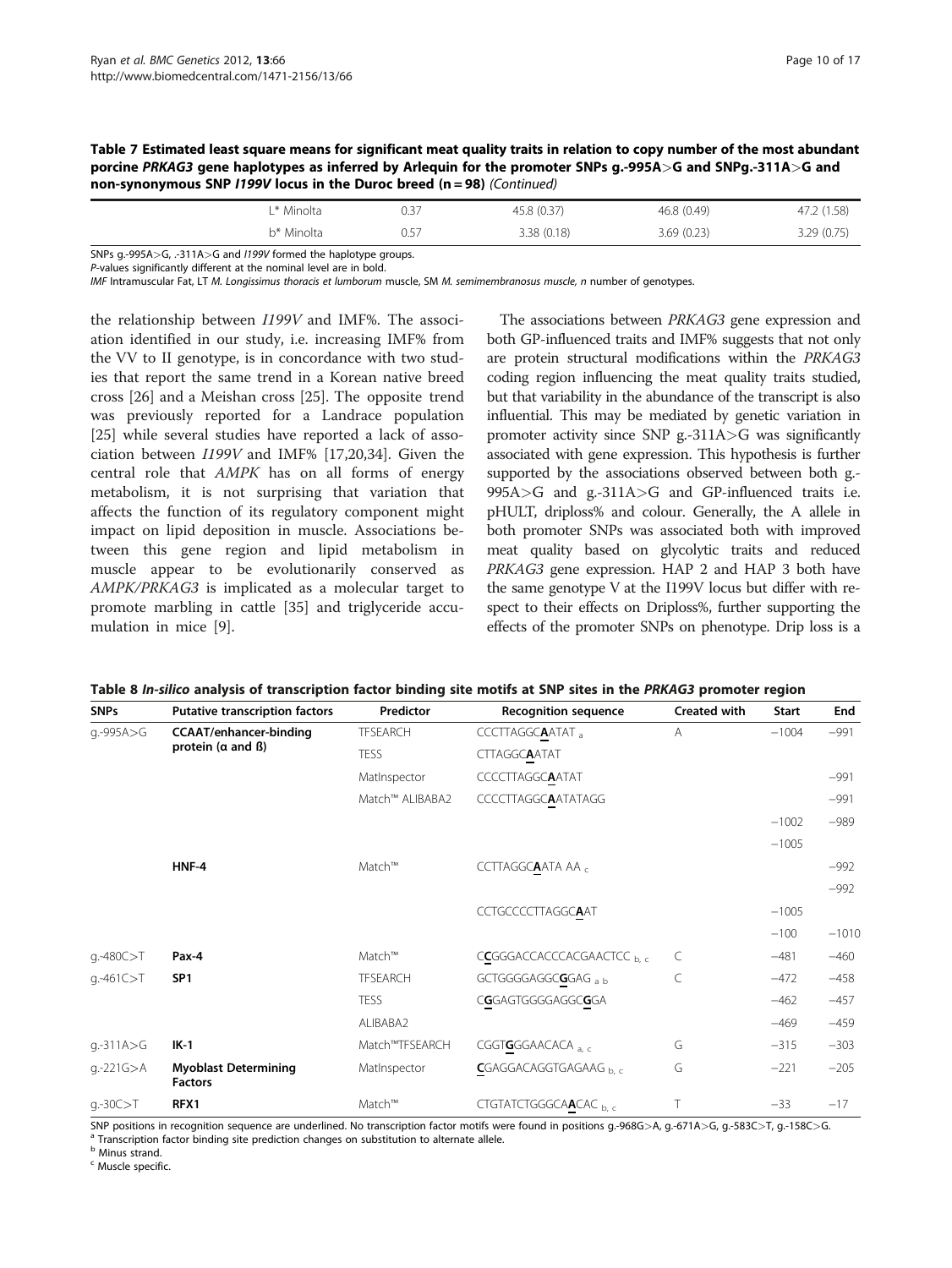**Table 7 Estimated least square means for significant meat quality traits in relation to copy number of the most abundant porcine *PRKAG3* gene haplotypes as inferred by Arlequin for the promoter SNPs g.-995A>G and SNPg.-311A>G and non-synonymous SNP *I199V* locus in the Duroc breed (n = 98)** *(Continued)*

| | | | | |
|---|---|---|---|---|
| L* Minolta | 0.37 | 45.8 (0.37) | 46.8 (0.49) | 47.2 (1.58) |
| b* Minolta | 0.57 | 3.38 (0.18) | 3.69 (0.23) | 3.29 (0.75) |

SNPs g.-995A>G, .-311A>G and *I199V* formed the haplotype groups.
*P*-values significantly different at the nominal level are in bold.
*IMF* Intramuscular Fat, LT *M. Longissimus thoracis et lumborum* muscle, SM *M. semimembranosus muscle*, n number of genotypes.

the relationship between *I199V* and IMF%. The association identified in our study, i.e. increasing IMF% from the VV to II genotype, is in concordance with two studies that report the same trend in a Korean native breed cross [26] and a Meishan cross [25]. The opposite trend was previously reported for a Landrace population [25] while several studies have reported a lack of association between *I199V* and IMF% [17,20,34]. Given the central role that *AMPK* has on all forms of energy metabolism, it is not surprising that variation that affects the function of its regulatory component might impact on lipid deposition in muscle. Associations between this gene region and lipid metabolism in muscle appear to be evolutionarily conserved as *AMPK/PRKAG3* is implicated as a molecular target to promote marbling in cattle [35] and triglyceride accumulation in mice [9].

The associations between *PRKAG3* gene expression and both GP-influenced traits and IMF% suggests that not only are protein structural modifications within the *PRKAG3* coding region influencing the meat quality traits studied, but that variability in the abundance of the transcript is also influential. This may be mediated by genetic variation in promoter activity since SNP g.-311A>G was significantly associated with gene expression. This hypothesis is further supported by the associations observed between both g.-995A>G and g.-311A>G and GP-influenced traits i.e. pHULT, driploss% and colour. Generally, the A allele in both promoter SNPs was associated both with improved meat quality based on glycolytic traits and reduced *PRKAG3* gene expression. HAP 2 and HAP 3 both have the same genotype V at the I199V locus but differ with respect to their effects on Driploss%, further supporting the effects of the promoter SNPs on phenotype. Drip loss is a

**Table 8 *In-silico* analysis of transcription factor binding site motifs at SNP sites in the *PRKAG3* promoter region**

| SNPs | Putative transcription factors | Predictor | Recognition sequence | Created with | Start | End |
|---|---|---|---|---|---|---|
| g.-995A>G | **CCAAT/enhancer-binding protein (α and ß)** | TFSEARCH | CCCTTAGGC**A**ATAT [a] | A | −1004 | −991 |
| | | TESS | CTTAGGC**A**ATAT | | | |
| | | MatInspector | CCCCTTAGGC**A**ATAT | | | −991 |
| | | Match™ ALIBABA2 | CCCCTTAGGC**A**ATATAGG | | | −991 |
| | | | | | −1002 | −989 |
| | | | | | −1005 | |
| | **HNF-4** | Match™ | CCTTAGGC**A**ATA AA [c] | | | −992 |
| | | | | | | −992 |
| | | | CCTGCCCCTTAGGC**A**AT | | −1005 | |
| | | | | | −100 | −1010 |
| g.-480C>T | **Pax-4** | Match™ | C**C**GGGACCACCCACGAACTCC [b, c] | C | −481 | −460 |
| g.-461C>T | **SP1** | TFSEARCH | GCTGGGGAGGC**G**GAG [a b] | C | −472 | −458 |
| | | TESS | C**G**GAGTGGGGAGGCGGA | | −462 | −457 |
| | | ALIBABA2 | | | −469 | −459 |
| g.-311A>G | **IK-1** | Match™TFSEARCH | CGGT**G**GGAACACA [a, c] | G | −315 | −303 |
| g.-221G>A | **Myoblast Determining Factors** | MatInspector | **C**GAGGACAGGTGAGAAG [b, c] | G | −221 | −205 |
| g.-30C>T | **RFX1** | Match™ | CTGTATCTGGGCA**A**CAC [b, c] | T | −33 | −17 |

SNP positions in recognition sequence are underlined. No transcription factor motifs were found in positions g.-968G>A, g.-671A>G, g.-583C>T, g.-158C>G.
[a] Transcription factor binding site prediction changes on substitution to alternate allele.
[b] Minus strand.
[c] Muscle specific.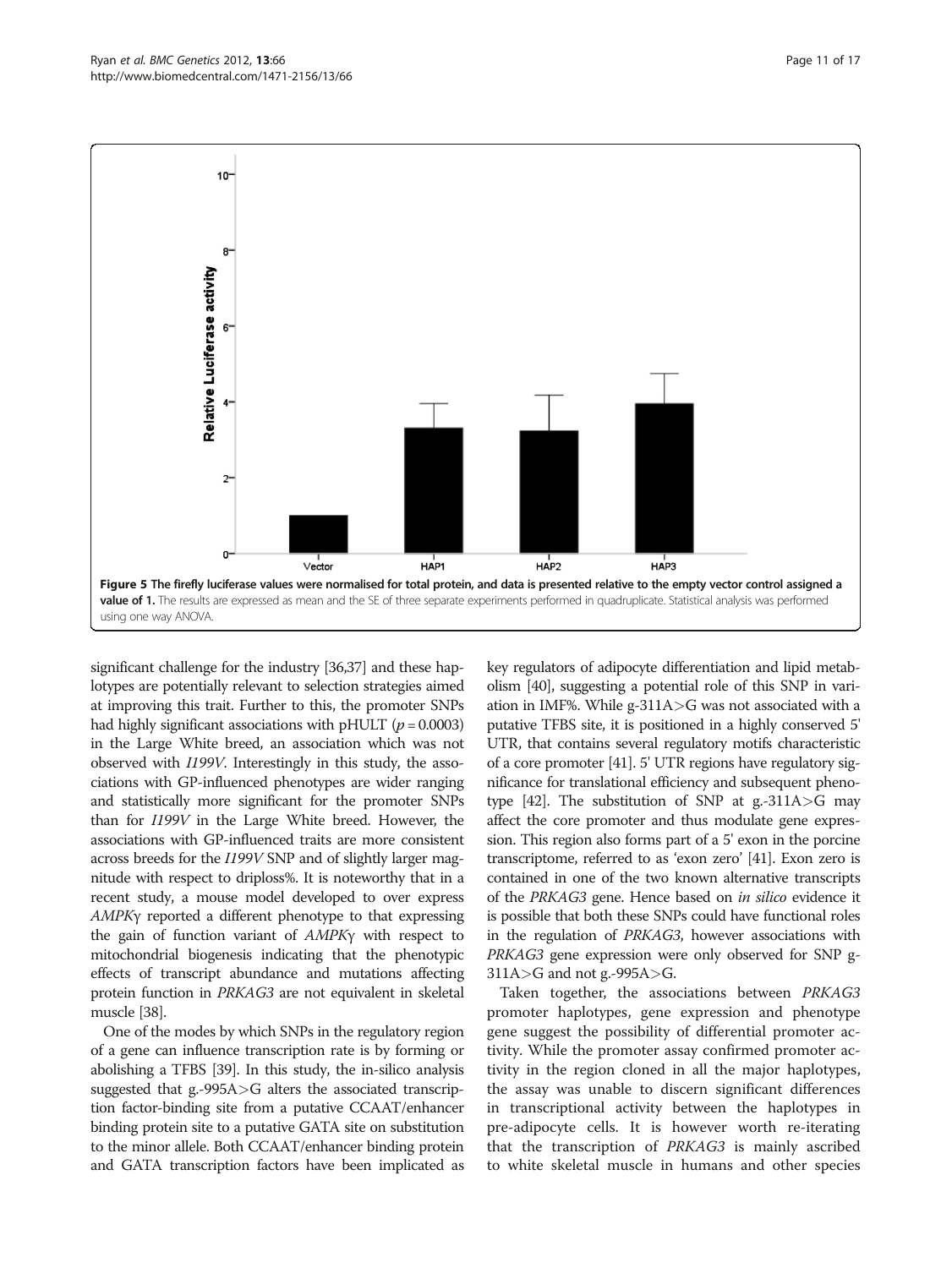**Figure 5 The firefly luciferase values were normalised for total protein, and data is presented relative to the empty vector control assigned a value of 1.** The results are expressed as mean and the SE of three separate experiments performed in quadruplicate. Statistical analysis was performed using one way ANOVA.

significant challenge for the industry [36,37] and these haplotypes are potentially relevant to selection strategies aimed at improving this trait. Further to this, the promoter SNPs had highly significant associations with pHULT ($p = 0.0003$) in the Large White breed, an association which was not observed with *I199V*. Interestingly in this study, the associations with GP-influenced phenotypes are wider ranging and statistically more significant for the promoter SNPs than for *I199V* in the Large White breed. However, the associations with GP-influenced traits are more consistent across breeds for the *I199V* SNP and of slightly larger magnitude with respect to driploss%. It is noteworthy that in a recent study, a mouse model developed to over express *AMPKγ* reported a different phenotype to that expressing the gain of function variant of *AMPKγ* with respect to mitochondrial biogenesis indicating that the phenotypic effects of transcript abundance and mutations affecting protein function in *PRKAG3* are not equivalent in skeletal muscle [38].

One of the modes by which SNPs in the regulatory region of a gene can influence transcription rate is by forming or abolishing a TFBS [39]. In this study, the in-silico analysis suggested that g.-995A>G alters the associated transcription factor-binding site from a putative CCAAT/enhancer binding protein site to a putative GATA site on substitution to the minor allele. Both CCAAT/enhancer binding protein and GATA transcription factors have been implicated as key regulators of adipocyte differentiation and lipid metabolism [40], suggesting a potential role of this SNP in variation in IMF%. While g-311A>G was not associated with a putative TFBS site, it is positioned in a highly conserved 5' UTR, that contains several regulatory motifs characteristic of a core promoter [41]. 5' UTR regions have regulatory significance for translational efficiency and subsequent phenotype [42]. The substitution of SNP at g.-311A>G may affect the core promoter and thus modulate gene expression. This region also forms part of a 5' exon in the porcine transcriptome, referred to as 'exon zero' [41]. Exon zero is contained in one of the two known alternative transcripts of the *PRKAG3* gene. Hence based on *in silico* evidence it is possible that both these SNPs could have functional roles in the regulation of *PRKAG3*, however associations with *PRKAG3* gene expression were only observed for SNP g-311A>G and not g.-995A>G.

Taken together, the associations between *PRKAG3* promoter haplotypes, gene expression and phenotype gene suggest the possibility of differential promoter activity. While the promoter assay confirmed promoter activity in the region cloned in all the major haplotypes, the assay was unable to discern significant differences in transcriptional activity between the haplotypes in pre-adipocyte cells. It is however worth re-iterating that the transcription of *PRKAG3* is mainly ascribed to white skeletal muscle in humans and other species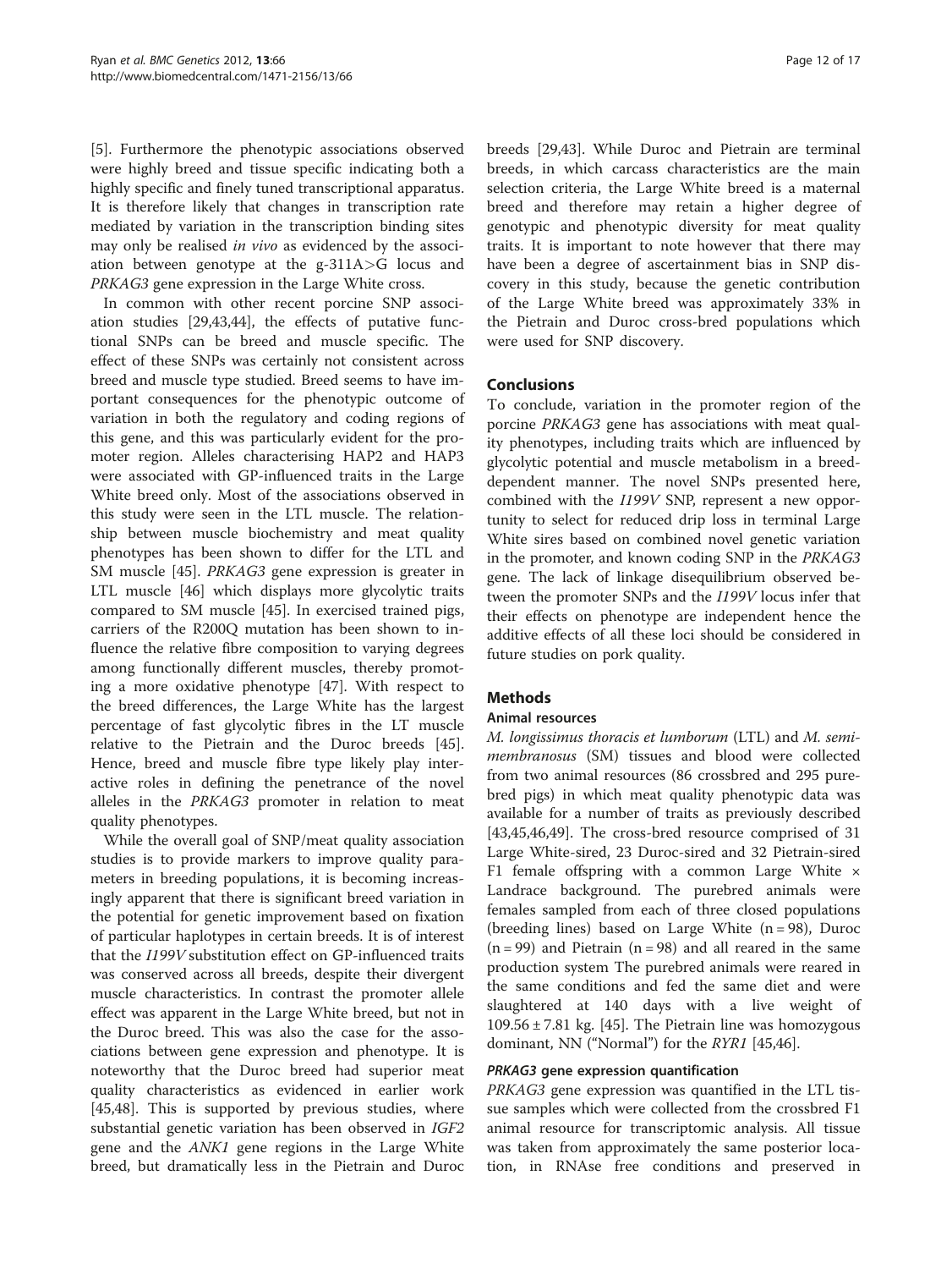[5]. Furthermore the phenotypic associations observed were highly breed and tissue specific indicating both a highly specific and finely tuned transcriptional apparatus. It is therefore likely that changes in transcription rate mediated by variation in the transcription binding sites may only be realised *in vivo* as evidenced by the association between genotype at the g-311A>G locus and *PRKAG3* gene expression in the Large White cross.

In common with other recent porcine SNP association studies [29,43,44], the effects of putative functional SNPs can be breed and muscle specific. The effect of these SNPs was certainly not consistent across breed and muscle type studied. Breed seems to have important consequences for the phenotypic outcome of variation in both the regulatory and coding regions of this gene, and this was particularly evident for the promoter region. Alleles characterising HAP2 and HAP3 were associated with GP-influenced traits in the Large White breed only. Most of the associations observed in this study were seen in the LTL muscle. The relationship between muscle biochemistry and meat quality phenotypes has been shown to differ for the LTL and SM muscle [45]. *PRKAG3* gene expression is greater in LTL muscle [46] which displays more glycolytic traits compared to SM muscle [45]. In exercised trained pigs, carriers of the R200Q mutation has been shown to influence the relative fibre composition to varying degrees among functionally different muscles, thereby promoting a more oxidative phenotype [47]. With respect to the breed differences, the Large White has the largest percentage of fast glycolytic fibres in the LT muscle relative to the Pietrain and the Duroc breeds [45]. Hence, breed and muscle fibre type likely play interactive roles in defining the penetrance of the novel alleles in the *PRKAG3* promoter in relation to meat quality phenotypes.

While the overall goal of SNP/meat quality association studies is to provide markers to improve quality parameters in breeding populations, it is becoming increasingly apparent that there is significant breed variation in the potential for genetic improvement based on fixation of particular haplotypes in certain breeds. It is of interest that the *I199V* substitution effect on GP-influenced traits was conserved across all breeds, despite their divergent muscle characteristics. In contrast the promoter allele effect was apparent in the Large White breed, but not in the Duroc breed. This was also the case for the associations between gene expression and phenotype. It is noteworthy that the Duroc breed had superior meat quality characteristics as evidenced in earlier work [45,48]. This is supported by previous studies, where substantial genetic variation has been observed in *IGF2* gene and the *ANK1* gene regions in the Large White breed, but dramatically less in the Pietrain and Duroc breeds [29,43]. While Duroc and Pietrain are terminal breeds, in which carcass characteristics are the main selection criteria, the Large White breed is a maternal breed and therefore may retain a higher degree of genotypic and phenotypic diversity for meat quality traits. It is important to note however that there may have been a degree of ascertainment bias in SNP discovery in this study, because the genetic contribution of the Large White breed was approximately 33% in the Pietrain and Duroc cross-bred populations which were used for SNP discovery.

## Conclusions

To conclude, variation in the promoter region of the porcine *PRKAG3* gene has associations with meat quality phenotypes, including traits which are influenced by glycolytic potential and muscle metabolism in a breed-dependent manner. The novel SNPs presented here, combined with the *I199V* SNP, represent a new opportunity to select for reduced drip loss in terminal Large White sires based on combined novel genetic variation in the promoter, and known coding SNP in the *PRKAG3* gene. The lack of linkage disequilibrium observed between the promoter SNPs and the *I199V* locus infer that their effects on phenotype are independent hence the additive effects of all these loci should be considered in future studies on pork quality.

## Methods

### Animal resources

*M. longissimus thoracis et lumborum* (LTL) and *M. semimembranosus* (SM) tissues and blood were collected from two animal resources (86 crossbred and 295 purebred pigs) in which meat quality phenotypic data was available for a number of traits as previously described [43,45,46,49]. The cross-bred resource comprised of 31 Large White-sired, 23 Duroc-sired and 32 Pietrain-sired F1 female offspring with a common Large White × Landrace background. The purebred animals were females sampled from each of three closed populations (breeding lines) based on Large White (n = 98), Duroc (n = 99) and Pietrain (n = 98) and all reared in the same production system The purebred animals were reared in the same conditions and fed the same diet and were slaughtered at 140 days with a live weight of 109.56 ± 7.81 kg. [45]. The Pietrain line was homozygous dominant, NN ("Normal") for the *RYR1* [45,46].

### *PRKAG3* gene expression quantification

*PRKAG3* gene expression was quantified in the LTL tissue samples which were collected from the crossbred F1 animal resource for transcriptomic analysis. All tissue was taken from approximately the same posterior location, in RNAse free conditions and preserved in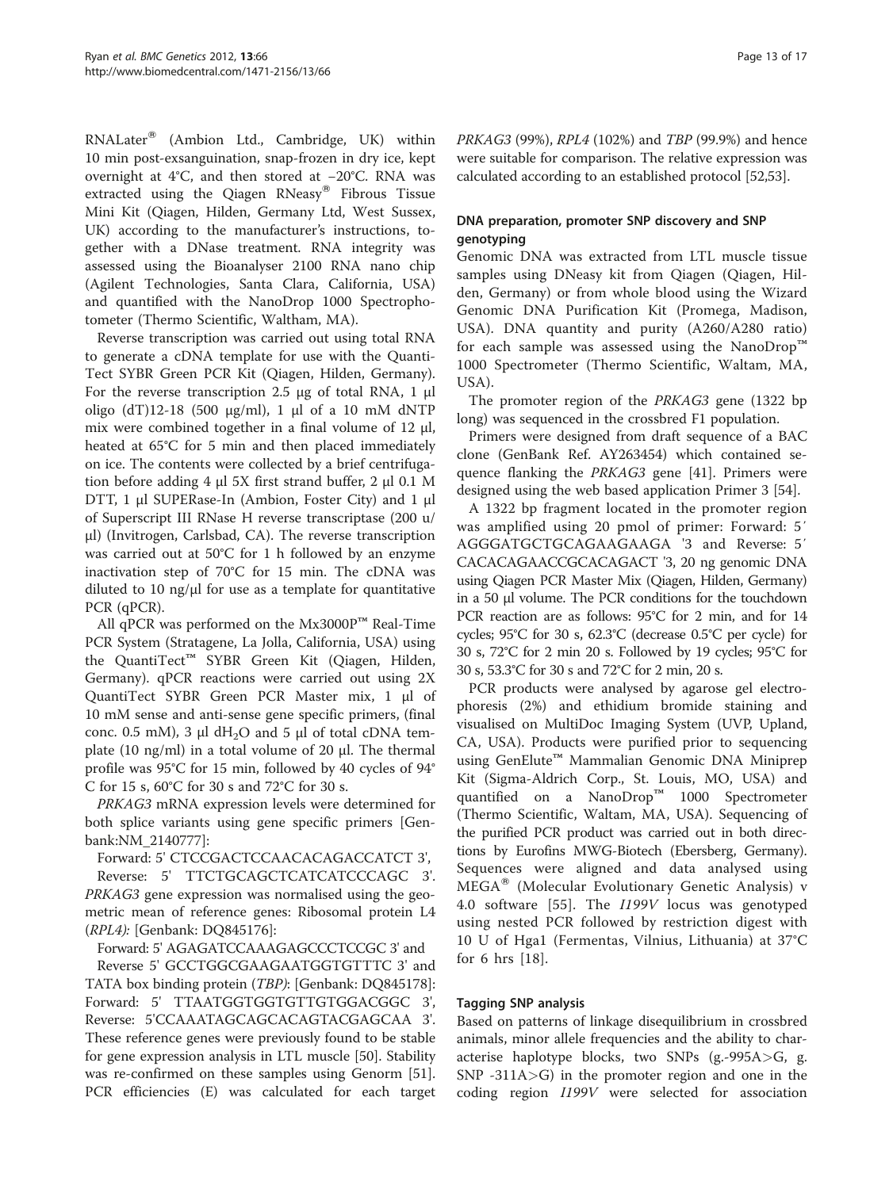RNALater® (Ambion Ltd., Cambridge, UK) within 10 min post-exsanguination, snap-frozen in dry ice, kept overnight at 4°C, and then stored at −20°C. RNA was extracted using the Qiagen RNeasy® Fibrous Tissue Mini Kit (Qiagen, Hilden, Germany Ltd, West Sussex, UK) according to the manufacturer's instructions, together with a DNase treatment. RNA integrity was assessed using the Bioanalyser 2100 RNA nano chip (Agilent Technologies, Santa Clara, California, USA) and quantified with the NanoDrop 1000 Spectrophotometer (Thermo Scientific, Waltham, MA).

Reverse transcription was carried out using total RNA to generate a cDNA template for use with the QuantiTect SYBR Green PCR Kit (Qiagen, Hilden, Germany). For the reverse transcription 2.5 μg of total RNA, 1 μl oligo (dT)12-18 (500 μg/ml), 1 μl of a 10 mM dNTP mix were combined together in a final volume of 12 μl, heated at 65°C for 5 min and then placed immediately on ice. The contents were collected by a brief centrifugation before adding 4 μl 5X first strand buffer, 2 μl 0.1 M DTT, 1 μl SUPERase-In (Ambion, Foster City) and 1 μl of Superscript III RNase H reverse transcriptase (200 u/μl) (Invitrogen, Carlsbad, CA). The reverse transcription was carried out at 50°C for 1 h followed by an enzyme inactivation step of 70°C for 15 min. The cDNA was diluted to 10 ng/μl for use as a template for quantitative PCR (qPCR).

All qPCR was performed on the Mx3000P™ Real-Time PCR System (Stratagene, La Jolla, California, USA) using the QuantiTect™ SYBR Green Kit (Qiagen, Hilden, Germany). qPCR reactions were carried out using 2X QuantiTect SYBR Green PCR Master mix, 1 μl of 10 mM sense and anti-sense gene specific primers, (final conc. 0.5 mM), 3 μl $dH_2O$ and 5 μl of total cDNA template (10 ng/ml) in a total volume of 20 μl. The thermal profile was 95°C for 15 min, followed by 40 cycles of 94°C for 15 s, 60°C for 30 s and 72°C for 30 s.

*PRKAG3* mRNA expression levels were determined for both splice variants using gene specific primers [Genbank:NM_2140777]:

Forward: 5' CTCCGACTCCAACACAGACCATCT 3',

Reverse: 5' TTCTGCAGCTCATCATCCCAGC 3'. *PRKAG3* gene expression was normalised using the geometric mean of reference genes: Ribosomal protein L4 (*RPL4*): [Genbank: DQ845176]:

Forward: 5' AGAGATCCAAAGAGCCCTCCGC 3' and

Reverse 5' GCCTGGCGAAGAATGGTGTTTC 3' and TATA box binding protein (*TBP*): [Genbank: DQ845178]: Forward: 5' TTAATGGTGGTGTTGTGGACGGC 3', Reverse: 5'CCAAATAGCAGCACAGTACGAGCAA 3'. These reference genes were previously found to be stable for gene expression analysis in LTL muscle [50]. Stability was re-confirmed on these samples using Genorm [51]. PCR efficiencies (E) was calculated for each target *PRKAG3* (99%), *RPL4* (102%) and *TBP* (99.9%) and hence were suitable for comparison. The relative expression was calculated according to an established protocol [52,53].

## DNA preparation, promoter SNP discovery and SNP genotyping

Genomic DNA was extracted from LTL muscle tissue samples using DNeasy kit from Qiagen (Qiagen, Hilden, Germany) or from whole blood using the Wizard Genomic DNA Purification Kit (Promega, Madison, USA). DNA quantity and purity (A260/A280 ratio) for each sample was assessed using the NanoDrop™ 1000 Spectrometer (Thermo Scientific, Waltam, MA, USA).

The promoter region of the *PRKAG3* gene (1322 bp long) was sequenced in the crossbred F1 population.

Primers were designed from draft sequence of a BAC clone (GenBank Ref. AY263454) which contained sequence flanking the *PRKAG3* gene [41]. Primers were designed using the web based application Primer 3 [54].

A 1322 bp fragment located in the promoter region was amplified using 20 pmol of primer: Forward: 5′ AGGGATGCTGCAGAAGAAGA '3 and Reverse: 5′ CACACAGAACCGCACAGACT '3, 20 ng genomic DNA using Qiagen PCR Master Mix (Qiagen, Hilden, Germany) in a 50 μl volume. The PCR conditions for the touchdown PCR reaction are as follows: 95°C for 2 min, and for 14 cycles; 95°C for 30 s, 62.3°C (decrease 0.5°C per cycle) for 30 s, 72°C for 2 min 20 s. Followed by 19 cycles; 95°C for 30 s, 53.3°C for 30 s and 72°C for 2 min, 20 s.

PCR products were analysed by agarose gel electrophoresis (2%) and ethidium bromide staining and visualised on MultiDoc Imaging System (UVP, Upland, CA, USA). Products were purified prior to sequencing using GenElute™ Mammalian Genomic DNA Miniprep Kit (Sigma-Aldrich Corp., St. Louis, MO, USA) and quantified on a NanoDrop™ 1000 Spectrometer (Thermo Scientific, Waltam, MA, USA). Sequencing of the purified PCR product was carried out in both directions by Eurofins MWG-Biotech (Ebersberg, Germany). Sequences were aligned and data analysed using MEGA® (Molecular Evolutionary Genetic Analysis) v 4.0 software [55]. The *I199V* locus was genotyped using nested PCR followed by restriction digest with 10 U of Hga1 (Fermentas, Vilnius, Lithuania) at 37°C for 6 hrs [18].

## Tagging SNP analysis

Based on patterns of linkage disequilibrium in crossbred animals, minor allele frequencies and the ability to characterise haplotype blocks, two SNPs (g.-995A>G, g. SNP -311A>G) in the promoter region and one in the coding region *I199V* were selected for association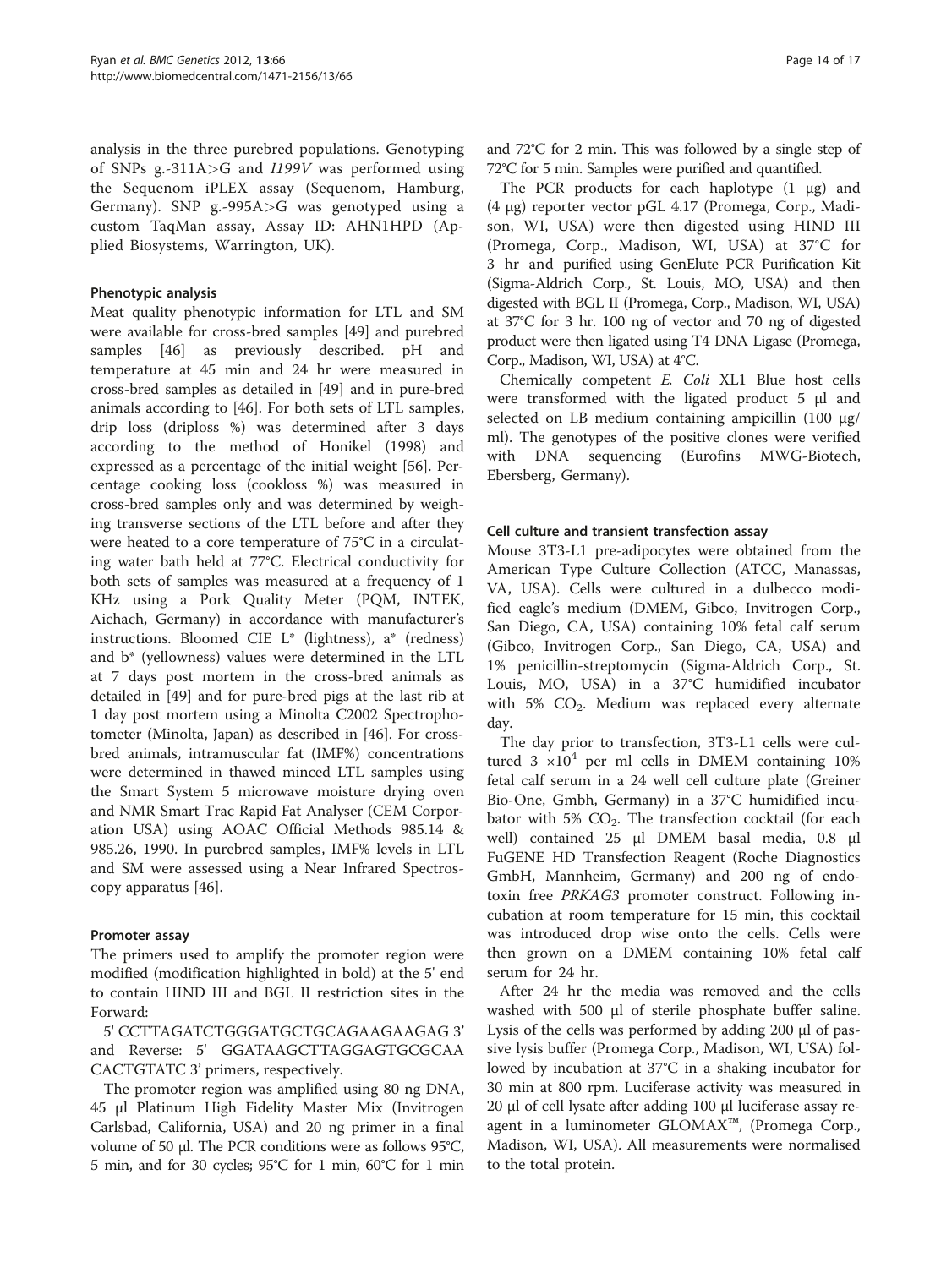analysis in the three purebred populations. Genotyping of SNPs g.-311A>G and *I199V* was performed using the Sequenom iPLEX assay (Sequenom, Hamburg, Germany). SNP g.-995A>G was genotyped using a custom TaqMan assay, Assay ID: AHN1HPD (Applied Biosystems, Warrington, UK).

### Phenotypic analysis

Meat quality phenotypic information for LTL and SM were available for cross-bred samples [49] and purebred samples [46] as previously described. pH and temperature at 45 min and 24 hr were measured in cross-bred samples as detailed in [49] and in pure-bred animals according to [46]. For both sets of LTL samples, drip loss (driploss %) was determined after 3 days according to the method of Honikel (1998) and expressed as a percentage of the initial weight [56]. Percentage cooking loss (cookloss %) was measured in cross-bred samples only and was determined by weighing transverse sections of the LTL before and after they were heated to a core temperature of 75°C in a circulating water bath held at 77°C. Electrical conductivity for both sets of samples was measured at a frequency of 1 KHz using a Pork Quality Meter (PQM, INTEK, Aichach, Germany) in accordance with manufacturer's instructions. Bloomed CIE L* (lightness), a* (redness) and b* (yellowness) values were determined in the LTL at 7 days post mortem in the cross-bred animals as detailed in [49] and for pure-bred pigs at the last rib at 1 day post mortem using a Minolta C2002 Spectrophotometer (Minolta, Japan) as described in [46]. For cross-bred animals, intramuscular fat (IMF%) concentrations were determined in thawed minced LTL samples using the Smart System 5 microwave moisture drying oven and NMR Smart Trac Rapid Fat Analyser (CEM Corporation USA) using AOAC Official Methods 985.14 & 985.26, 1990. In purebred samples, IMF% levels in LTL and SM were assessed using a Near Infrared Spectroscopy apparatus [46].

### Promoter assay

The primers used to amplify the promoter region were modified (modification highlighted in bold) at the 5' end to contain HIND III and BGL II restriction sites in the Forward:

5' CCTTAGATCTGGGATGCTGCAGAAGAAGAG 3' and Reverse: 5' GGATAAGCTTAGGAGTGCGCAA CACTGTATC 3' primers, respectively.

The promoter region was amplified using 80 ng DNA, 45 μl Platinum High Fidelity Master Mix (Invitrogen Carlsbad, California, USA) and 20 ng primer in a final volume of 50 μl. The PCR conditions were as follows 95°C, 5 min, and for 30 cycles; 95°C for 1 min, 60°C for 1 min and 72°C for 2 min. This was followed by a single step of 72°C for 5 min. Samples were purified and quantified.

The PCR products for each haplotype (1 μg) and (4 μg) reporter vector pGL 4.17 (Promega, Corp., Madison, WI, USA) were then digested using HIND III (Promega, Corp., Madison, WI, USA) at 37°C for 3 hr and purified using GenElute PCR Purification Kit (Sigma-Aldrich Corp., St. Louis, MO, USA) and then digested with BGL II (Promega, Corp., Madison, WI, USA) at 37°C for 3 hr. 100 ng of vector and 70 ng of digested product were then ligated using T4 DNA Ligase (Promega, Corp., Madison, WI, USA) at 4°C.

Chemically competent *E. Coli* XL1 Blue host cells were transformed with the ligated product 5 μl and selected on LB medium containing ampicillin (100 μg/ml). The genotypes of the positive clones were verified with DNA sequencing (Eurofins MWG-Biotech, Ebersberg, Germany).

### Cell culture and transient transfection assay

Mouse 3T3-L1 pre-adipocytes were obtained from the American Type Culture Collection (ATCC, Manassas, VA, USA). Cells were cultured in a dulbecco modified eagle's medium (DMEM, Gibco, Invitrogen Corp., San Diego, CA, USA) containing 10% fetal calf serum (Gibco, Invitrogen Corp., San Diego, CA, USA) and 1% penicillin-streptomycin (Sigma-Aldrich Corp., St. Louis, MO, USA) in a 37°C humidified incubator with 5% $CO_2$. Medium was replaced every alternate day.

The day prior to transfection, 3T3-L1 cells were cultured $3 \times 10^4$ per ml cells in DMEM containing 10% fetal calf serum in a 24 well cell culture plate (Greiner Bio-One, Gmbh, Germany) in a 37°C humidified incubator with 5% $CO_2$. The transfection cocktail (for each well) contained 25 μl DMEM basal media, 0.8 μl FuGENE HD Transfection Reagent (Roche Diagnostics GmbH, Mannheim, Germany) and 200 ng of endotoxin free *PRKAG3* promoter construct. Following incubation at room temperature for 15 min, this cocktail was introduced drop wise onto the cells. Cells were then grown on a DMEM containing 10% fetal calf serum for 24 hr.

After 24 hr the media was removed and the cells washed with 500 μl of sterile phosphate buffer saline. Lysis of the cells was performed by adding 200 μl of passive lysis buffer (Promega Corp., Madison, WI, USA) followed by incubation at 37°C in a shaking incubator for 30 min at 800 rpm. Luciferase activity was measured in 20 μl of cell lysate after adding 100 μl luciferase assay reagent in a luminometer GLOMAX™, (Promega Corp., Madison, WI, USA). All measurements were normalised to the total protein.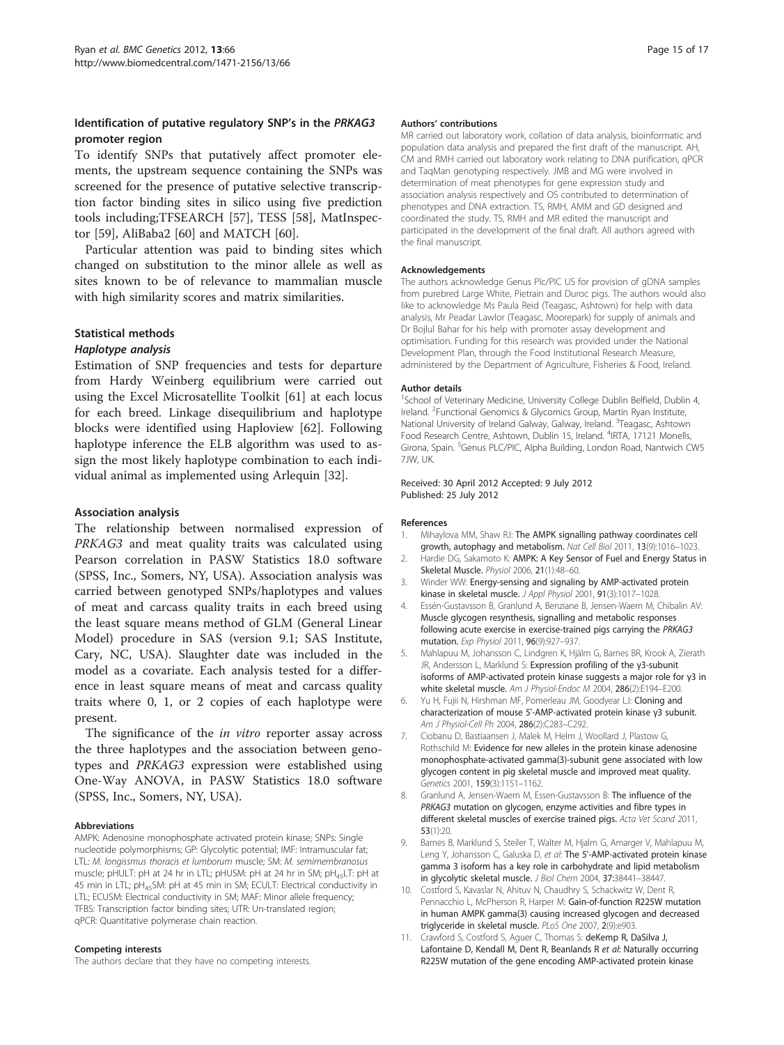### Identification of putative regulatory SNP's in the *PRKAG3* promoter region

To identify SNPs that putatively affect promoter elements, the upstream sequence containing the SNPs was screened for the presence of putative selective transcription factor binding sites in silico using five prediction tools including;TFSEARCH [57], TESS [58], MatInspector [59], AliBaba2 [60] and MATCH [60].

Particular attention was paid to binding sites which changed on substitution to the minor allele as well as sites known to be of relevance to mammalian muscle with high similarity scores and matrix similarities.

### Statistical methods

#### *Haplotype analysis*

Estimation of SNP frequencies and tests for departure from Hardy Weinberg equilibrium were carried out using the Excel Microsatellite Toolkit [61] at each locus for each breed. Linkage disequilibrium and haplotype blocks were identified using Haploview [62]. Following haplotype inference the ELB algorithm was used to assign the most likely haplotype combination to each individual animal as implemented using Arlequin [32].

### Association analysis

The relationship between normalised expression of *PRKAG3* and meat quality traits was calculated using Pearson correlation in PASW Statistics 18.0 software (SPSS, Inc., Somers, NY, USA). Association analysis was carried between genotyped SNPs/haplotypes and values of meat and carcass quality traits in each breed using the least square means method of GLM (General Linear Model) procedure in SAS (version 9.1; SAS Institute, Cary, NC, USA). Slaughter date was included in the model as a covariate. Each analysis tested for a difference in least square means of meat and carcass quality traits where 0, 1, or 2 copies of each haplotype were present.

The significance of the *in vitro* reporter assay across the three haplotypes and the association between genotypes and *PRKAG3* expression were established using One-Way ANOVA, in PASW Statistics 18.0 software (SPSS, Inc., Somers, NY, USA).

#### Abbreviations

AMPK: Adenosine monophosphate activated protein kinase; SNPs: Single nucleotide polymorphisms; GP: Glycolytic potential; IMF: Intramuscular fat; LTL: *M. longissmus thoracis et lumborum* muscle; SM: *M. semimembranosus* muscle; pHULT: pH at 24 hr in LTL; pHUSM: pH at 24 hr in SM; $pH_{45}$LT: pH at 45 min in LTL; $pH_{45}$SM: pH at 45 min in SM; ECULT: Electrical conductivity in LTL; ECUSM: Electrical conductivity in SM; MAF: Minor allele frequency; TFBS: Transcription factor binding sites; UTR: Un-translated region; qPCR: Quantitative polymerase chain reaction.

#### Competing interests

The authors declare that they have no competing interests.

#### Authors' contributions

MR carried out laboratory work, collation of data analysis, bioinformatic and population data analysis and prepared the first draft of the manuscript. AH, CM and RMH carried out laboratory work relating to DNA purification, qPCR and TaqMan genotyping respectively. JMB and MG were involved in determination of meat phenotypes for gene expression study and association analysis respectively and OS contributed to determination of phenotypes and DNA extraction. TS, RMH, AMM and GD designed and coordinated the study. TS, RMH and MR edited the manuscript and participated in the development of the final draft. All authors agreed with the final manuscript.

#### Acknowledgements

The authors acknowledge Genus Plc/PIC US for provision of gDNA samples from purebred Large White, Pietrain and Duroc pigs. The authors would also like to acknowledge Ms Paula Reid (Teagasc, Ashtown) for help with data analysis, Mr Peadar Lawlor (Teagasc, Moorepark) for supply of animals and Dr Bojlul Bahar for his help with promoter assay development and optimisation. Funding for this research was provided under the National Development Plan, through the Food Institutional Research Measure, administered by the Department of Agriculture, Fisheries & Food, Ireland.

#### Author details

[1]School of Veterinary Medicine, University College Dublin Belfield, Dublin 4, Ireland. [2]Functional Genomics & Glycomics Group, Martin Ryan Institute, National University of Ireland Galway, Galway, Ireland. [3]Teagasc, Ashtown Food Research Centre, Ashtown, Dublin 15, Ireland. [4]IRTA, 17121 Monells, Girona, Spain. [5]Genus PLC/PIC, Alpha Building, London Road, Nantwich CW5 7JW, UK.

Received: 30 April 2012 Accepted: 9 July 2012
Published: 25 July 2012

#### References

1. Mihaylova MM, Shaw RJ: **The AMPK signalling pathway coordinates cell growth, autophagy and metabolism.** *Nat Cell Biol* 2011, **13**(9):1016–1023.
2. Hardie DG, Sakamoto K: **AMPK: A Key Sensor of Fuel and Energy Status in Skeletal Muscle.** *Physiol* 2006, **21**(1):48–60.
3. Winder WW: **Energy-sensing and signaling by AMP-activated protein kinase in skeletal muscle.** *J Appl Physiol* 2001, **91**(3):1017–1028.
4. Essén-Gustavsson B, Granlund A, Benziane B, Jensen-Waern M, Chibalin AV: **Muscle glycogen resynthesis, signalling and metabolic responses following acute exercise in exercise-trained pigs carrying the *PRKAG3* mutation.** *Exp Physiol* 2011, **96**(9):927–937.
5. Mahlapuu M, Johansson C, Lindgren K, Hjälm G, Barnes BR, Krook A, Zierath JR, Andersson L, Marklund S: **Expression profiling of the γ3-subunit isoforms of AMP-activated protein kinase suggests a major role for γ3 in white skeletal muscle.** *Am J Physiol-Endoc M* 2004, **286**(2):E194–E200.
6. Yu H, Fujii N, Hirshman MF, Pomerleau JM, Goodyear LJ: **Cloning and characterization of mouse 5'-AMP-activated protein kinase γ3 subunit.** *Am J Physiol-Cell Ph* 2004, **286**(2):C283–C292.
7. Ciobanu D, Bastiaansen J, Malek M, Helm J, Woollard J, Plastow G, Rothschild M: **Evidence for new alleles in the protein kinase adenosine monophosphate-activated gamma(3)-subunit gene associated with low glycogen content in pig skeletal muscle and improved meat quality.** *Genetics* 2001, **159**(3):1151–1162.
8. Granlund A, Jensen-Waern M, Essen-Gustavsson B: **The influence of the *PRKAG3* mutation on glycogen, enzyme activities and fibre types in different skeletal muscles of exercise trained pigs.** *Acta Vet Scand* 2011, **53**(1):20.
9. Barnes B, Marklund S, Steiler T, Walter M, Hjalm G, Amarger V, Mahlapuu M, Leng Y, Johansson C, Galuska D, *et al*: **The 5'-AMP-activated protein kinase gamma 3 isoform has a key role in carbohydrate and lipid metabolism in glycolytic skeletal muscle.** *J Biol Chem* 2004, **37**:38441–38447.
10. Costford S, Kavaslar N, Ahituv N, Chaudhry S, Schackwitz W, Dent R, Pennacchio L, McPherson R, Harper M: **Gain-of-function R225W mutation in human AMPK gamma(3) causing increased glycogen and decreased triglyceride in skeletal muscle.** *PLoS One* 2007, **2**(9):e903.
11. Crawford S, Costford S, Aguer C, Thomas S: **deKemp R, DaSilva J, Lafontaine D, Kendall M, Dent R, Beanlands R *et al*: Naturally occurring R225W mutation of the gene encoding AMP-activated protein kinase**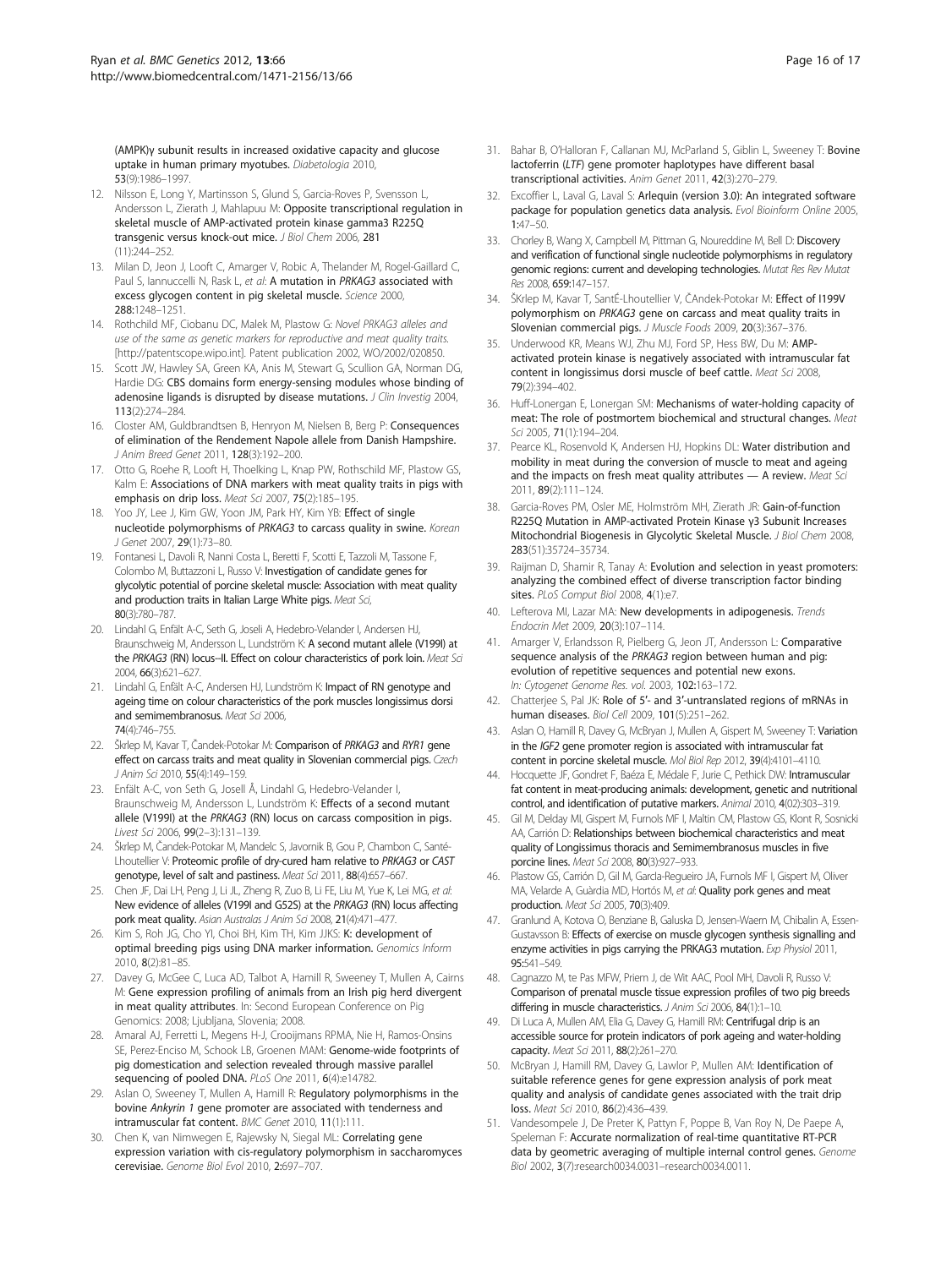(AMPK)γ subunit results in increased oxidative capacity and glucose uptake in human primary myotubes. *Diabetologia* 2010, **53**(9):1986–1997.

12. Nilsson E, Long Y, Martinsson S, Glund S, Garcia-Roves P, Svensson L, Andersson L, Zierath J, Mahlapuu M: **Opposite transcriptional regulation in skeletal muscle of AMP-activated protein kinase gamma3 R225Q transgenic versus knock-out mice.** *J Biol Chem* 2006, **281** (11):244–252.
13. Milan D, Jeon J, Looft C, Amarger V, Robic A, Thelander M, Rogel-Gaillard C, Paul S, Iannuccelli N, Rask L, *et al*: **A mutation in *PRKAG3* associated with excess glycogen content in pig skeletal muscle.** *Science* 2000, **288**:1248–1251.
14. Rothchild MF, Ciobanu DC, Malek M, Plastow G: *Novel PRKAG3 alleles and use of the same as genetic markers for reproductive and meat quality traits.* [http://patentscope.wipo.int]. Patent publication 2002, WO/2002/020850.
15. Scott JW, Hawley SA, Green KA, Anis M, Stewart G, Scullion GA, Norman DG, Hardie DG: **CBS domains form energy-sensing modules whose binding of adenosine ligands is disrupted by disease mutations.** *J Clin Investig* 2004, **113**(2):274–284.
16. Closter AM, Guldbrandtsen B, Henryon M, Nielsen B, Berg P: **Consequences of elimination of the Rendement Napole allele from Danish Hampshire.** *J Anim Breed Genet* 2011, **128**(3):192–200.
17. Otto G, Roehe R, Looft H, Thoelking L, Knap PW, Rothschild MF, Plastow GS, Kalm E: **Associations of DNA markers with meat quality traits in pigs with emphasis on drip loss.** *Meat Sci* 2007, **75**(2):185–195.
18. Yoo JY, Lee J, Kim GW, Yoon JM, Park HY, Kim YB: **Effect of single nucleotide polymorphisms of *PRKAG3* to carcass quality in swine.** *Korean J Genet* 2007, **29**(1):73–80.
19. Fontanesi L, Davoli R, Nanni Costa L, Beretti F, Scotti E, Tazzoli M, Tassone F, Colombo M, Buttazzoni L, Russo V: **Investigation of candidate genes for glycolytic potential of porcine skeletal muscle: Association with meat quality and production traits in Italian Large White pigs.** *Meat Sci*, **80**(3):780–787.
20. Lindahl G, Enfält A-C, Seth G, Joseli A, Hedebro-Velander I, Andersen HJ, Braunschweig M, Andersson L, Lundström K: **A second mutant allele (V199I) at the *PRKAG3* (RN) locus–II. Effect on colour characteristics of pork loin.** *Meat Sci* 2004, **66**(3):621–627.
21. Lindahl G, Enfält A-C, Andersen HJ, Lundström K: **Impact of RN genotype and ageing time on colour characteristics of the pork muscles longissimus dorsi and semimembranosus.** *Meat Sci* 2006, **74**(4):746–755.
22. Škrlep M, Kavar T, Čandek-Potokar M: **Comparison of *PRKAG3* and *RYR1* gene effect on carcass traits and meat quality in Slovenian commercial pigs.** *Czech J Anim Sci* 2010, **55**(4):149–159.
23. Enfält A-C, von Seth G, Josell Å, Lindahl G, Hedebro-Velander I, Braunschweig M, Andersson L, Lundström K: **Effects of a second mutant allele (V199I) at the *PRKAG3* (RN) locus on carcass composition in pigs.** *Livest Sci* 2006, **99**(2–3):131–139.
24. Škrlep M, Čandek-Potokar M, Mandelc S, Javornik B, Gou P, Chambon C, Santé-Lhoutellier V: **Proteomic profile of dry-cured ham relative to *PRKAG3* or *CAST* genotype, level of salt and pastiness.** *Meat Sci* 2011, **88**(4):657–667.
25. Chen JF, Dai LH, Peng J, Li JL, Zheng R, Zuo B, Li FE, Liu M, Yue K, Lei MG, *et al*: **New evidence of alleles (V199I and G52S) at the *PRKAG3* (RN) locus affecting pork meat quality.** *Asian Australas J Anim Sci* 2008, **21**(4):471–477.
26. Kim S, Roh JG, Cho YI, Choi BH, Kim TH, Kim JJKS: **K: development of optimal breeding pigs using DNA marker information.** *Genomics Inform* 2010, **8**(2):81–85.
27. Davey G, McGee C, Luca AD, Talbot A, Hamill R, Sweeney T, Mullen A, Cairns M: **Gene expression profiling of animals from an Irish pig herd divergent in meat quality attributes**. In: Second European Conference on Pig Genomics: 2008; Ljubljana, Slovenia; 2008.
28. Amaral AJ, Ferretti L, Megens H-J, Crooijmans RPMA, Nie H, Ramos-Onsins SE, Perez-Enciso M, Schook LB, Groenen MAM: **Genome-wide footprints of pig domestication and selection revealed through massive parallel sequencing of pooled DNA.** *PLoS One* 2011, **6**(4):e14782.
29. Aslan O, Sweeney T, Mullen A, Hamill R: **Regulatory polymorphisms in the bovine *Ankyrin 1* gene promoter are associated with tenderness and intramuscular fat content.** *BMC Genet* 2010, **11**(1):111.
30. Chen K, van Nimwegen E, Rajewsky N, Siegal ML: **Correlating gene expression variation with cis-regulatory polymorphism in saccharomyces cerevisiae.** *Genome Biol Evol* 2010, **2**:697–707.
31. Bahar B, O'Halloran F, Callanan MJ, McParland S, Giblin L, Sweeney T: **Bovine lactoferrin (*LTF*) gene promoter haplotypes have different basal transcriptional activities.** *Anim Genet* 2011, **42**(3):270–279.
32. Excoffier L, Laval G, Laval S: **Arlequin (version 3.0): An integrated software package for population genetics data analysis.** *Evol Bioinform Online* 2005, **1**:47–50.
33. Chorley B, Wang X, Campbell M, Pittman G, Noureddine M, Bell D: **Discovery and verification of functional single nucleotide polymorphisms in regulatory genomic regions: current and developing technologies.** *Mutat Res Rev Mutat Res* 2008, **659**:147–157.
34. ŠKrlep M, Kavar T, SantÉ-Lhoutellier V, ČAndek-Potokar M: **Effect of I199V polymorphism on *PRKAG3* gene on carcass and meat quality traits in Slovenian commercial pigs.** *J Muscle Foods* 2009, **20**(3):367–376.
35. Underwood KR, Means WJ, Zhu MJ, Ford SP, Hess BW, Du M: **AMP-activated protein kinase is negatively associated with intramuscular fat content in longissimus dorsi muscle of beef cattle.** *Meat Sci* 2008, **79**(2):394–402.
36. Huff-Lonergan E, Lonergan SM: **Mechanisms of water-holding capacity of meat: The role of postmortem biochemical and structural changes.** *Meat Sci* 2005, **71**(1):194–204.
37. Pearce KL, Rosenvold K, Andersen HJ, Hopkins DL: **Water distribution and mobility in meat during the conversion of muscle to meat and ageing and the impacts on fresh meat quality attributes — A review.** *Meat Sci* 2011, **89**(2):111–124.
38. Garcia-Roves PM, Osler ME, Holmström MH, Zierath JR: **Gain-of-function R225Q Mutation in AMP-activated Protein Kinase γ3 Subunit Increases Mitochondrial Biogenesis in Glycolytic Skeletal Muscle.** *J Biol Chem* 2008, **283**(51):35724–35734.
39. Raijman D, Shamir R, Tanay A: **Evolution and selection in yeast promoters: analyzing the combined effect of diverse transcription factor binding sites.** *PLoS Comput Biol* 2008, **4**(1):e7.
40. Lefterova MI, Lazar MA: **New developments in adipogenesis.** *Trends Endocrin Met* 2009, **20**(3):107–114.
41. Amarger V, Erlandsson R, Pielberg G, Jeon JT, Andersson L: **Comparative sequence analysis of the *PRKAG3* region between human and pig: evolution of repetitive sequences and potential new exons.** *In: Cytogenet Genome Res. vol.* 2003, **102**:163–172.
42. Chatterjee S, Pal JK: **Role of 5′- and 3′-untranslated regions of mRNAs in human diseases.** *Biol Cell* 2009, **101**(5):251–262.
43. Aslan O, Hamill R, Davey G, McBryan J, Mullen A, Gispert M, Sweeney T: **Variation in the *IGF2* gene promoter region is associated with intramuscular fat content in porcine skeletal muscle.** *Mol Biol Rep* 2012, **39**(4):4101–4110.
44. Hocquette JF, Gondret F, Baéza E, Médale F, Jurie C, Pethick DW: **Intramuscular fat content in meat-producing animals: development, genetic and nutritional control, and identification of putative markers.** *Animal* 2010, **4**(02):303–319.
45. Gil M, Delday MI, Gispert M, Furnols MF I, Maltin CM, Plastow GS, Klont R, Sosnicki AA, Carrión D: **Relationships between biochemical characteristics and meat quality of Longissimus thoracis and Semimembranosus muscles in five porcine lines.** *Meat Sci* 2008, **80**(3):927–933.
46. Plastow GS, Carrión D, Gil M, Garcia-Regueiro JA, Furnols MF I, Gispert M, Oliver MA, Velarde A, Guàrdia MD, Hortós M, *et al*: **Quality pork genes and meat production.** *Meat Sci* 2005, **70**(3):409.
47. Granlund A, Kotova O, Benziane B, Galuska D, Jensen-Waern M, Chibalin A, Essen-Gustavsson B: **Effects of exercise on muscle glycogen synthesis signalling and enzyme activities in pigs carrying the PRKAG3 mutation.** *Exp Physiol* 2011, **95**:541–549.
48. Cagnazzo M, te Pas MFW, Priem J, de Wit AAC, Pool MH, Davoli R, Russo V: **Comparison of prenatal muscle tissue expression profiles of two pig breeds differing in muscle characteristics.** *J Anim Sci* 2006, **84**(1):1–10.
49. Di Luca A, Mullen AM, Elia G, Davey G, Hamill RM: **Centrifugal drip is an accessible source for protein indicators of pork ageing and water-holding capacity.** *Meat Sci* 2011, **88**(2):261–270.
50. McBryan J, Hamill RM, Davey G, Lawlor P, Mullen AM: **Identification of suitable reference genes for gene expression analysis of pork meat quality and analysis of candidate genes associated with the trait drip loss.** *Meat Sci* 2010, **86**(2):436–439.
51. Vandesompele J, De Preter K, Pattyn F, Poppe B, Van Roy N, De Paepe A, Speleman F: **Accurate normalization of real-time quantitative RT-PCR data by geometric averaging of multiple internal control genes.** *Genome Biol* 2002, **3**(7):research0034.0031–research0034.0011.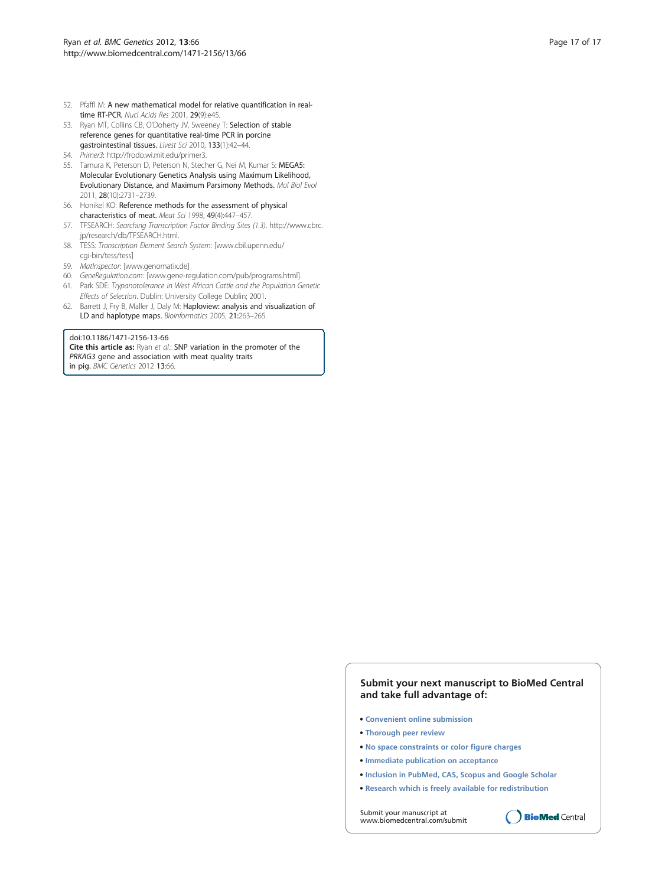52. Pfaffl M: **A new mathematical model for relative quantification in real-time RT-PCR.** *Nucl Acids Res* 2001, **29**(9):e45.
53. Ryan MT, Collins CB, O'Doherty JV, Sweeney T: **Selection of stable reference genes for quantitative real-time PCR in porcine gastrointestinal tissues.** *Livest Sci* 2010, **133**(1):42–44.
54. *Primer3*: http://frodo.wi.mit.edu/primer3.
55. Tamura K, Peterson D, Peterson N, Stecher G, Nei M, Kumar S: **MEGA5: Molecular Evolutionary Genetics Analysis using Maximum Likelihood, Evolutionary Distance, and Maximum Parsimony Methods.** *Mol Biol Evol* 2011, **28**(10):2731–2739.
56. Honikel KO: **Reference methods for the assessment of physical characteristics of meat.** *Meat Sci* 1998, **49**(4):447–457.
57. TFSEARCH: *Searching Transcription Factor Binding Sites (1.3)*. http://www.cbrc.jp/research/db/TFSEARCH.html.
58. TESS: *Transcription Element Search System*: [www.cbil.upenn.edu/cgi-bin/tess/tess]
59. *MatInspector*: [www.genomatix.de]
60. *GeneRegulation.com*: [www.gene-regulation.com/pub/programs.html].
61. Park SDE: *Trypanotolerance in West African Cattle and the Population Genetic Effects of Selection*. Dublin: University College Dublin; 2001.
62. Barrett J, Fry B, Maller J, Daly M: **Haploview: analysis and visualization of LD and haplotype maps.** *Bioinformatics* 2005, **21**:263–265.

doi:10.1186/1471-2156-13-66
**Cite this article as:** Ryan *et al.*: SNP variation in the promoter of the *PRKAG3* gene and association with meat quality traits in pig. *BMC Genetics* 2012 **13**:66.

**Submit your next manuscript to BioMed Central and take full advantage of:**

- **Convenient online submission**
- **Thorough peer review**
- **No space constraints or color figure charges**
- **Immediate publication on acceptance**
- **Inclusion in PubMed, CAS, Scopus and Google Scholar**
- **Research which is freely available for redistribution**

Submit your manuscript at
www.biomedcentral.com/submit

BioMed Central